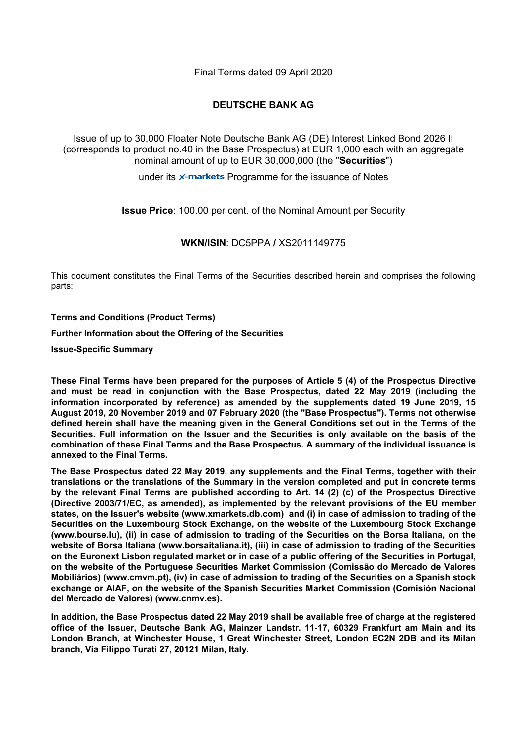Final Terms dated 09 April 2020

# DEUTSCHE BANK AG

Issue of up to 30,000 Floater Note Deutsche Bank AG (DE) Interest Linked Bond 2026 II (corresponds to product no.40 in the Base Prospectus) at EUR 1,000 each with an aggregate nominal amount of up to EUR 30,000,000 (the "**Securities**")

under its X-markets Programme for the issuance of Notes

**Issue Price**: 100.00 per cent. of the Nominal Amount per Security

**WKN/ISIN**: DC5PPA **/** XS2011149775

This document constitutes the Final Terms of the Securities described herein and comprises the following parts:

**Terms and Conditions (Product Terms)**

**Further Information about the Offering of the Securities**

**Issue-Specific Summary**

**These Final Terms have been prepared for the purposes of Article 5 (4) of the Prospectus Directive and must be read in conjunction with the Base Prospectus, dated 22 May 2019 (including the information incorporated by reference) as amended by the supplements dated 19 June 2019, 15 August 2019, 20 November 2019 and 07 February 2020 (the "Base Prospectus"). Terms not otherwise defined herein shall have the meaning given in the General Conditions set out in the Terms of the Securities. Full information on the Issuer and the Securities is only available on the basis of the combination of these Final Terms and the Base Prospectus. A summary of the individual issuance is annexed to the Final Terms.**

**The Base Prospectus dated 22 May 2019, any supplements and the Final Terms, together with their translations or the translations of the Summary in the version completed and put in concrete terms by the relevant Final Terms are published according to Art. 14 (2) (c) of the Prospectus Directive (Directive 2003/71/EC, as amended), as implemented by the relevant provisions of the EU member states, on the Issuer's website (www.xmarkets.db.com) and (i) in case of admission to trading of the Securities on the Luxembourg Stock Exchange, on the website of the Luxembourg Stock Exchange (www.bourse.lu), (ii) in case of admission to trading of the Securities on the Borsa Italiana, on the website of Borsa Italiana (www.borsaitaliana.it), (iii) in case of admission to trading of the Securities on the Euronext Lisbon regulated market or in case of a public offering of the Securities in Portugal, on the website of the Portuguese Securities Market Commission (Comissão do Mercado de Valores Mobiliários) (www.cmvm.pt), (iv) in case of admission to trading of the Securities on a Spanish stock exchange or AIAF, on the website of the Spanish Securities Market Commission (Comisión Nacional del Mercado de Valores) (www.cnmv.es).**

**In addition, the Base Prospectus dated 22 May 2019 shall be available free of charge at the registered office of the Issuer, Deutsche Bank AG, Mainzer Landstr. 11-17, 60329 Frankfurt am Main and its London Branch, at Winchester House, 1 Great Winchester Street, London EC2N 2DB and its Milan branch, Via Filippo Turati 27, 20121 Milan, Italy.**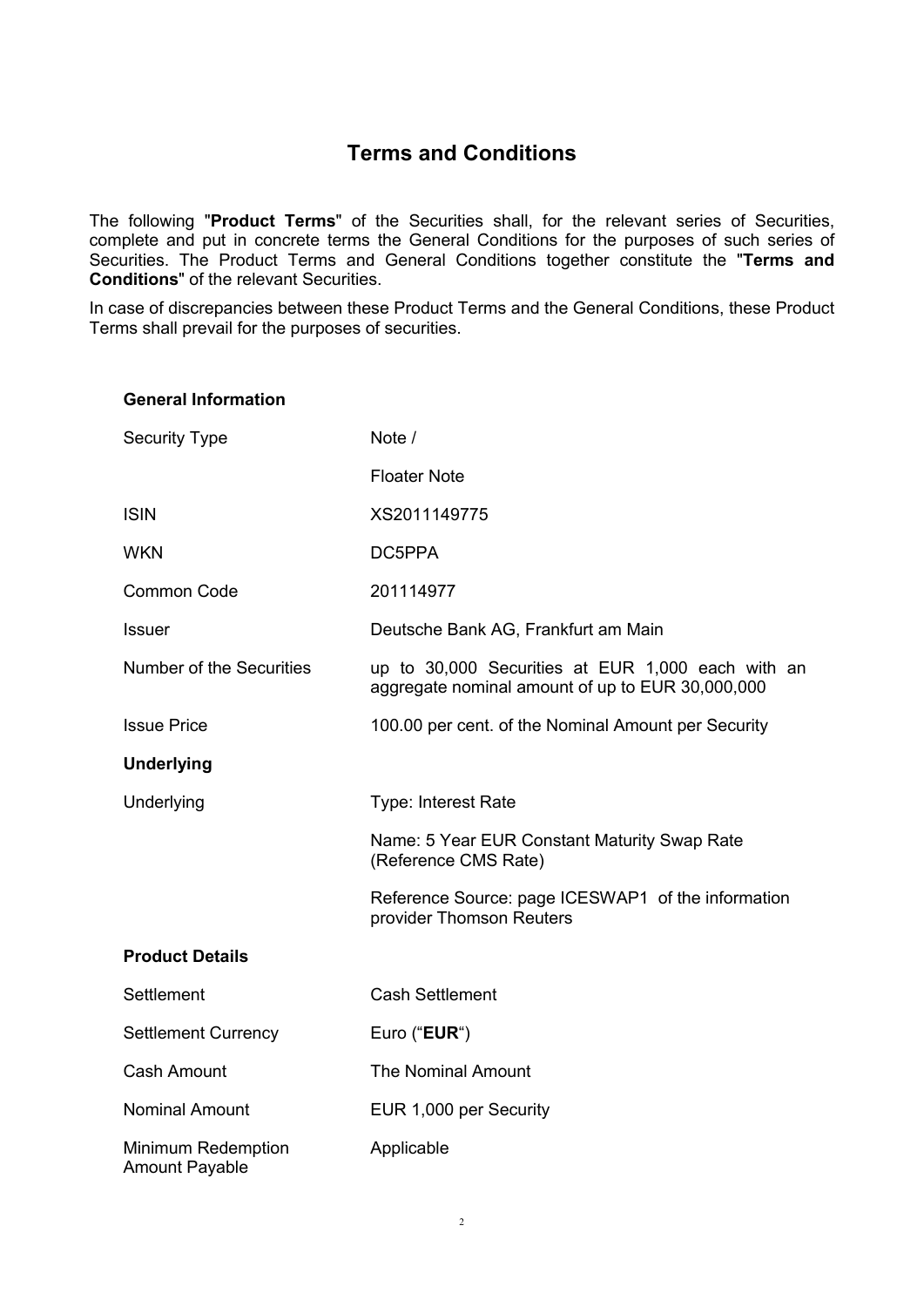# Terms and Conditions

The following "**Product Terms**" of the Securities shall, for the relevant series of Securities, complete and put in concrete terms the General Conditions for the purposes of such series of Securities. The Product Terms and General Conditions together constitute the "**Terms and Conditions**" of the relevant Securities.

In case of discrepancies between these Product Terms and the General Conditions, these Product Terms shall prevail for the purposes of securities.

| **General Information** | |
|---|---|
| Security Type | Note / Floater Note |
| ISIN | XS2011149775 |
| WKN | DC5PPA |
| Common Code | 201114977 |
| Issuer | Deutsche Bank AG, Frankfurt am Main |
| Number of the Securities | up to 30,000 Securities at EUR 1,000 each with an aggregate nominal amount of up to EUR 30,000,000 |
| Issue Price | 100.00 per cent. of the Nominal Amount per Security |
| **Underlying** | |
| Underlying | Type: Interest Rate<br>Name: 5 Year EUR Constant Maturity Swap Rate (Reference CMS Rate)<br>Reference Source: page ICESWAP1 of the information provider Thomson Reuters |
| **Product Details** | |
| Settlement | Cash Settlement |
| Settlement Currency | Euro (“**EUR**“) |
| Cash Amount | The Nominal Amount |
| Nominal Amount | EUR 1,000 per Security |
| Minimum Redemption Amount Payable | Applicable |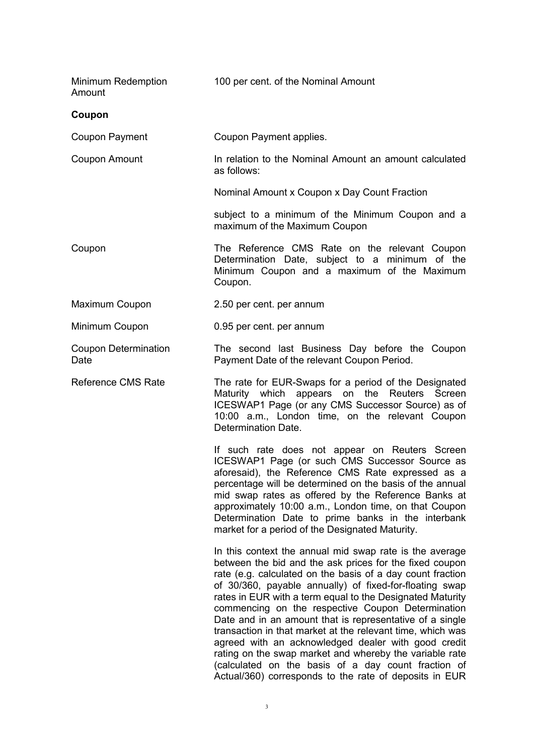| | |
|---|---|
| Minimum Redemption Amount | 100 per cent. of the Nominal Amount |

**Coupon**

| | |
|---|---|
| Coupon Payment | Coupon Payment applies. |
| Coupon Amount | In relation to the Nominal Amount an amount calculated as follows:<br><br>Nominal Amount x Coupon x Day Count Fraction<br><br>subject to a minimum of the Minimum Coupon and a maximum of the Maximum Coupon |
| Coupon | The Reference CMS Rate on the relevant Coupon Determination Date, subject to a minimum of the Minimum Coupon and a maximum of the Maximum Coupon. |
| Maximum Coupon | 2.50 per cent. per annum |
| Minimum Coupon | 0.95 per cent. per annum |
| Coupon Determination Date | The second last Business Day before the Coupon Payment Date of the relevant Coupon Period. |
| Reference CMS Rate | The rate for EUR-Swaps for a period of the Designated Maturity which appears on the Reuters Screen ICESWAP1 Page (or any CMS Successor Source) as of 10:00 a.m., London time, on the relevant Coupon Determination Date.<br><br>If such rate does not appear on Reuters Screen ICESWAP1 Page (or such CMS Successor Source as aforesaid), the Reference CMS Rate expressed as a percentage will be determined on the basis of the annual mid swap rates as offered by the Reference Banks at approximately 10:00 a.m., London time, on that Coupon Determination Date to prime banks in the interbank market for a period of the Designated Maturity.<br><br>In this context the annual mid swap rate is the average between the bid and the ask prices for the fixed coupon rate (e.g. calculated on the basis of a day count fraction of 30/360, payable annually) of fixed-for-floating swap rates in EUR with a term equal to the Designated Maturity commencing on the respective Coupon Determination Date and in an amount that is representative of a single transaction in that market at the relevant time, which was agreed with an acknowledged dealer with good credit rating on the swap market and whereby the variable rate (calculated on the basis of a day count fraction of Actual/360) corresponds to the rate of deposits in EUR |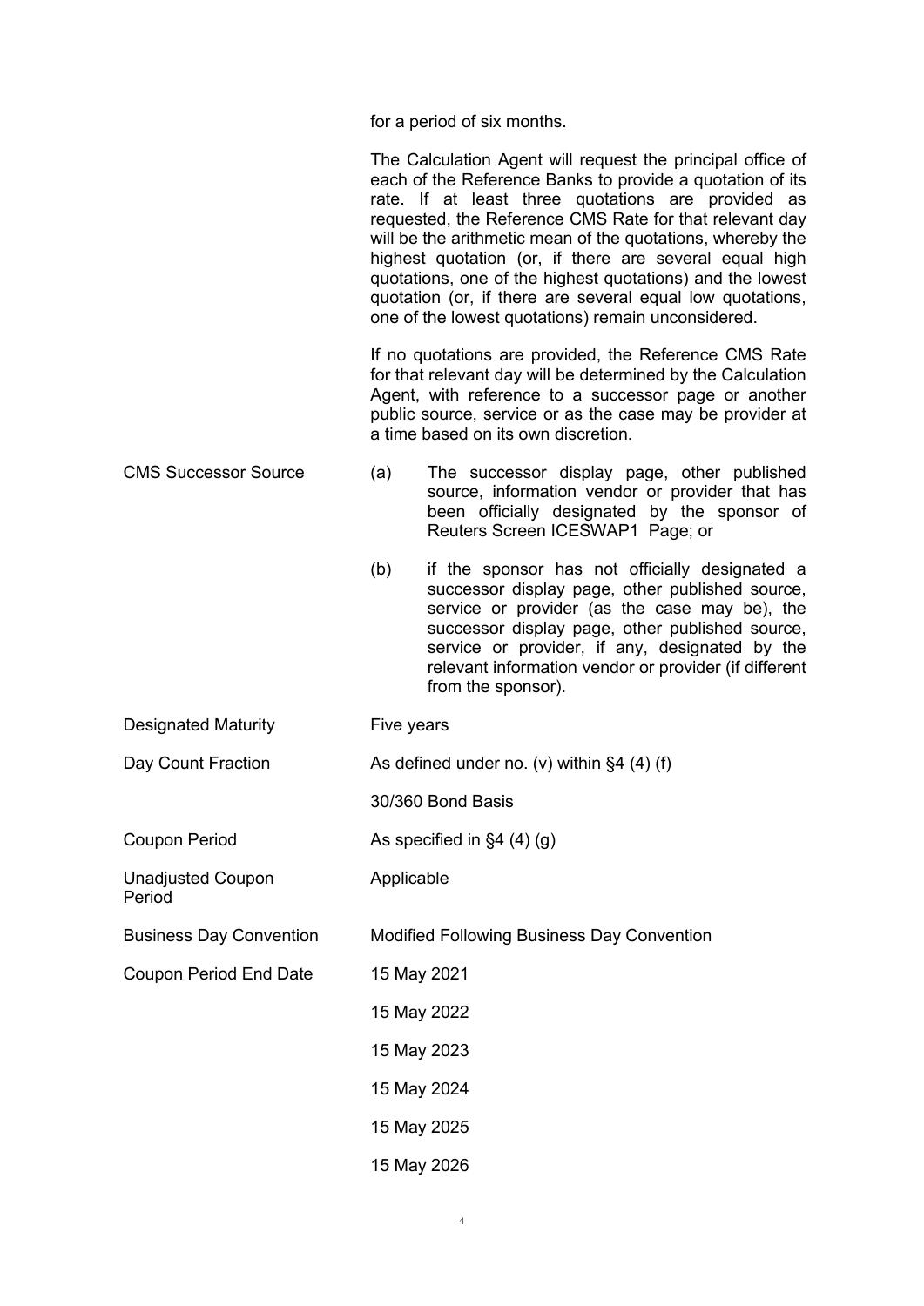|  |  |
|---|---|
|  | for a period of six months. |
|  | The Calculation Agent will request the principal office of each of the Reference Banks to provide a quotation of its rate. If at least three quotations are provided as requested, the Reference CMS Rate for that relevant day will be the arithmetic mean of the quotations, whereby the highest quotation (or, if there are several equal high quotations, one of the highest quotations) and the lowest quotation (or, if there are several equal low quotations, one of the lowest quotations) remain unconsidered. |
|  | If no quotations are provided, the Reference CMS Rate for that relevant day will be determined by the Calculation Agent, with reference to a successor page or another public source, service or as the case may be provider at a time based on its own discretion. |
| CMS Successor Source | (a) The successor display page, other published source, information vendor or provider that has been officially designated by the sponsor of Reuters Screen ICESWAP1 Page; or<br><br>(b) if the sponsor has not officially designated a successor display page, other published source, service or provider (as the case may be), the successor display page, other published source, service or provider, if any, designated by the relevant information vendor or provider (if different from the sponsor). |
| Designated Maturity | Five years |
| Day Count Fraction | As defined under no. (v) within §4 (4) (f)<br><br>30/360 Bond Basis |
| Coupon Period | As specified in §4 (4) (g) |
| Unadjusted Coupon Period | Applicable |
| Business Day Convention | Modified Following Business Day Convention |
| Coupon Period End Date | 15 May 2021<br><br>15 May 2022<br><br>15 May 2023<br><br>15 May 2024<br><br>15 May 2025<br><br>15 May 2026 |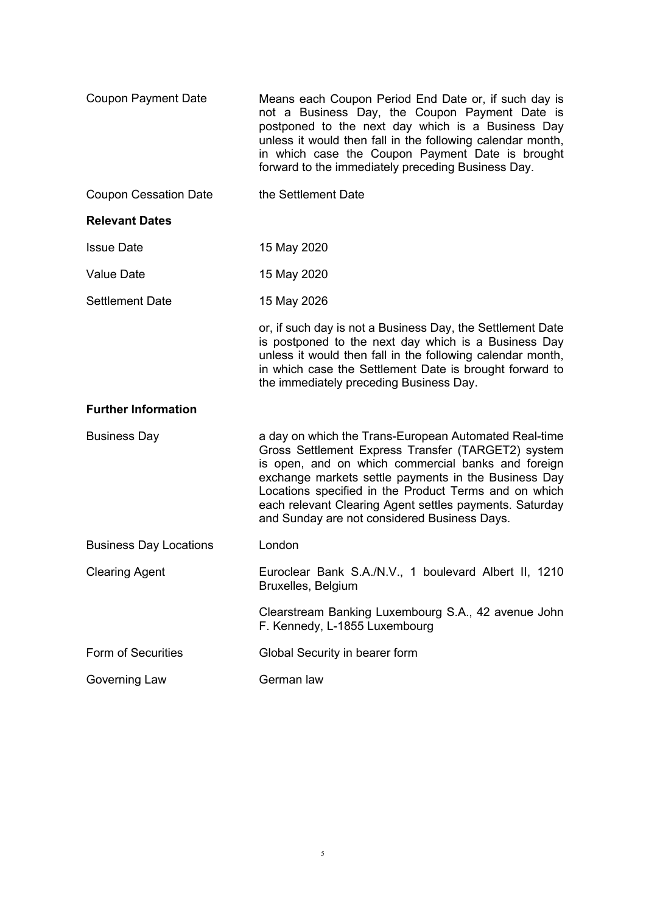| | |
|---|---|
| Coupon Payment Date | Means each Coupon Period End Date or, if such day is not a Business Day, the Coupon Payment Date is postponed to the next day which is a Business Day unless it would then fall in the following calendar month, in which case the Coupon Payment Date is brought forward to the immediately preceding Business Day. |
| Coupon Cessation Date | the Settlement Date |

**Relevant Dates**

| | |
|---|---|
| Issue Date | 15 May 2020 |
| Value Date | 15 May 2020 |
| Settlement Date | 15 May 2026<br><br>or, if such day is not a Business Day, the Settlement Date is postponed to the next day which is a Business Day unless it would then fall in the following calendar month, in which case the Settlement Date is brought forward to the immediately preceding Business Day. |

**Further Information**

| | |
|---|---|
| Business Day | a day on which the Trans-European Automated Real-time Gross Settlement Express Transfer (TARGET2) system is open, and on which commercial banks and foreign exchange markets settle payments in the Business Day Locations specified in the Product Terms and on which each relevant Clearing Agent settles payments. Saturday and Sunday are not considered Business Days. |
| Business Day Locations | London |
| Clearing Agent | Euroclear Bank S.A./N.V., 1 boulevard Albert II, 1210 Bruxelles, Belgium<br><br>Clearstream Banking Luxembourg S.A., 42 avenue John F. Kennedy, L-1855 Luxembourg |
| Form of Securities | Global Security in bearer form |
| Governing Law | German law |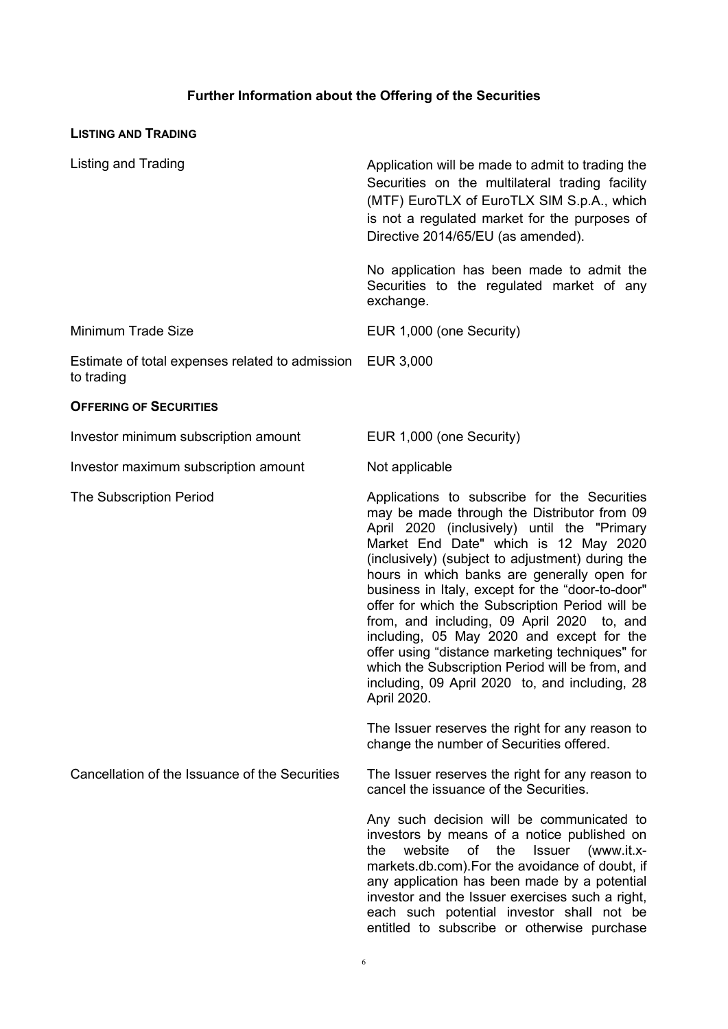## Further Information about the Offering of the Securities

### LISTING AND TRADING

| | |
|---|---|
| Listing and Trading | Application will be made to admit to trading the Securities on the multilateral trading facility (MTF) EuroTLX of EuroTLX SIM S.p.A., which is not a regulated market for the purposes of Directive 2014/65/EU (as amended).<br><br>No application has been made to admit the Securities to the regulated market of any exchange. |
| Minimum Trade Size | EUR 1,000 (one Security) |
| Estimate of total expenses related to admission to trading | EUR 3,000 |

### OFFERING OF SECURITIES

| | |
|---|---|
| Investor minimum subscription amount | EUR 1,000 (one Security) |
| Investor maximum subscription amount | Not applicable |
| The Subscription Period | Applications to subscribe for the Securities may be made through the Distributor from 09 April 2020 (inclusively) until the "Primary Market End Date" which is 12 May 2020 (inclusively) (subject to adjustment) during the hours in which banks are generally open for business in Italy, except for the "door-to-door" offer for which the Subscription Period will be from, and including, 09 April 2020 to, and including, 05 May 2020 and except for the offer using "distance marketing techniques" for which the Subscription Period will be from, and including, 09 April 2020 to, and including, 28 April 2020.<br><br>The Issuer reserves the right for any reason to change the number of Securities offered. |
| Cancellation of the Issuance of the Securities | The Issuer reserves the right for any reason to cancel the issuance of the Securities.<br><br>Any such decision will be communicated to investors by means of a notice published on the website of the Issuer (www.it.x-markets.db.com).For the avoidance of doubt, if any application has been made by a potential investor and the Issuer exercises such a right, each such potential investor shall not be entitled to subscribe or otherwise purchase |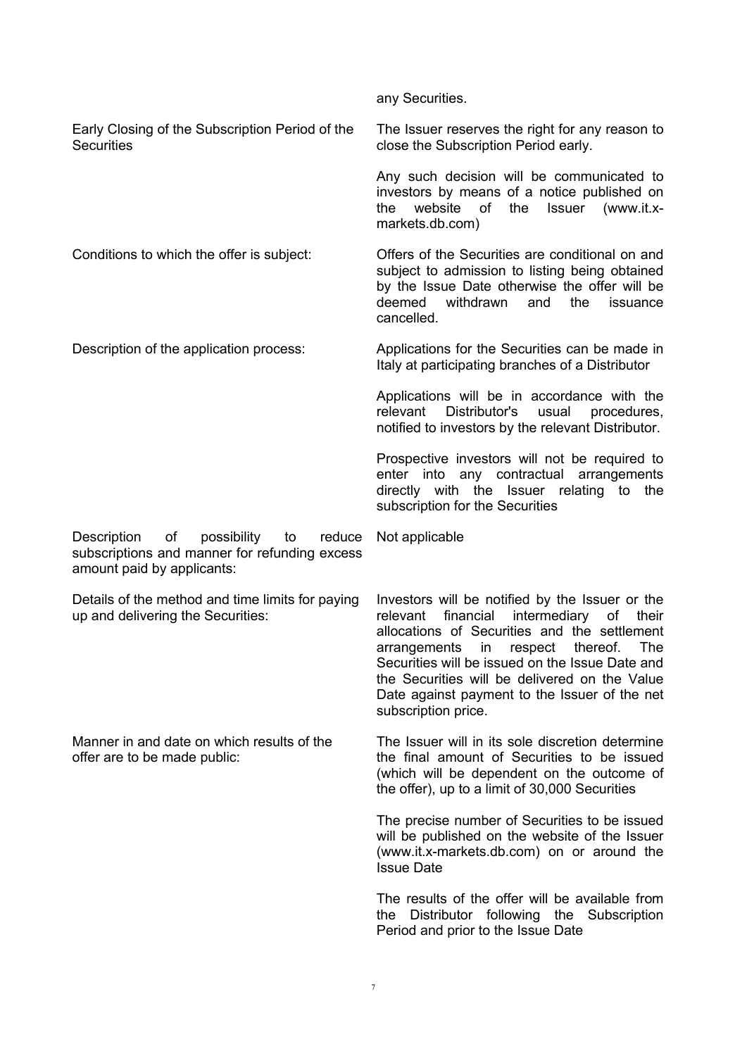| | |
|---|---|
| | any Securities. |
| Early Closing of the Subscription Period of the Securities | The Issuer reserves the right for any reason to close the Subscription Period early.<br><br>Any such decision will be communicated to investors by means of a notice published on the website of the Issuer (www.it.x-markets.db.com) |
| Conditions to which the offer is subject: | Offers of the Securities are conditional on and subject to admission to listing being obtained by the Issue Date otherwise the offer will be deemed withdrawn and the issuance cancelled. |
| Description of the application process: | Applications for the Securities can be made in Italy at participating branches of a Distributor<br><br>Applications will be in accordance with the relevant Distributor's usual procedures, notified to investors by the relevant Distributor.<br><br>Prospective investors will not be required to enter into any contractual arrangements directly with the Issuer relating to the subscription for the Securities |
| Description of possibility to reduce subscriptions and manner for refunding excess amount paid by applicants: | Not applicable |
| Details of the method and time limits for paying up and delivering the Securities: | Investors will be notified by the Issuer or the relevant financial intermediary of their allocations of Securities and the settlement arrangements in respect thereof. The Securities will be issued on the Issue Date and the Securities will be delivered on the Value Date against payment to the Issuer of the net subscription price. |
| Manner in and date on which results of the offer are to be made public: | The Issuer will in its sole discretion determine the final amount of Securities to be issued (which will be dependent on the outcome of the offer), up to a limit of 30,000 Securities<br><br>The precise number of Securities to be issued will be published on the website of the Issuer (www.it.x-markets.db.com) on or around the Issue Date<br><br>The results of the offer will be available from the Distributor following the Subscription Period and prior to the Issue Date |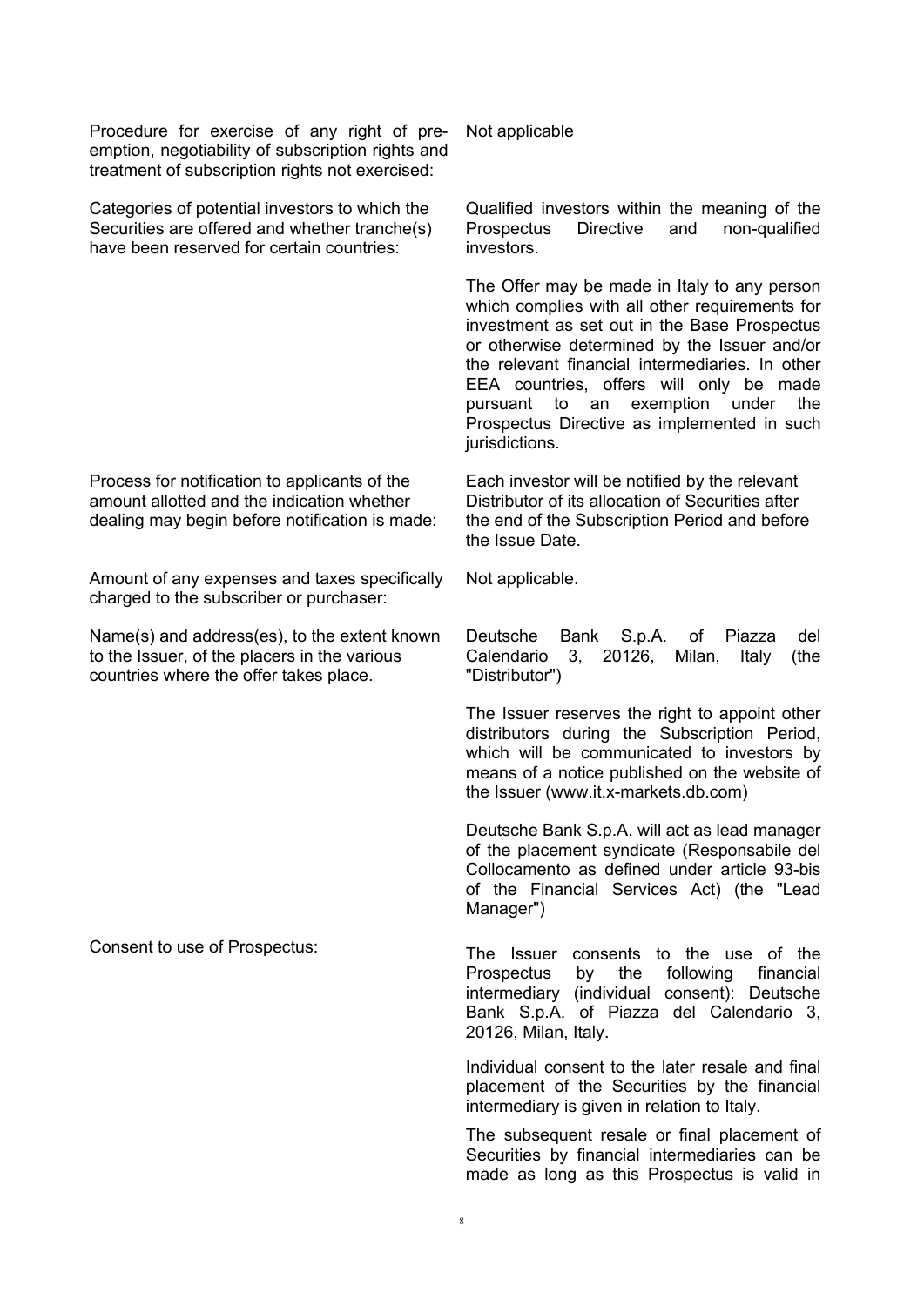| | |
|---|---|
| Procedure for exercise of any right of pre-emption, negotiability of subscription rights and treatment of subscription rights not exercised: | Not applicable |
| Categories of potential investors to which the Securities are offered and whether tranche(s) have been reserved for certain countries: | Qualified investors within the meaning of the Prospectus Directive and non-qualified investors.<br><br>The Offer may be made in Italy to any person which complies with all other requirements for investment as set out in the Base Prospectus or otherwise determined by the Issuer and/or the relevant financial intermediaries. In other EEA countries, offers will only be made pursuant to an exemption under the Prospectus Directive as implemented in such jurisdictions. |
| Process for notification to applicants of the amount allotted and the indication whether dealing may begin before notification is made: | Each investor will be notified by the relevant Distributor of its allocation of Securities after the end of the Subscription Period and before the Issue Date. |
| Amount of any expenses and taxes specifically charged to the subscriber or purchaser: | Not applicable. |
| Name(s) and address(es), to the extent known to the Issuer, of the placers in the various countries where the offer takes place. | Deutsche Bank S.p.A. of Piazza del Calendario 3, 20126, Milan, Italy (the "Distributor")<br><br>The Issuer reserves the right to appoint other distributors during the Subscription Period, which will be communicated to investors by means of a notice published on the website of the Issuer (www.it.x-markets.db.com)<br><br>Deutsche Bank S.p.A. will act as lead manager of the placement syndicate (Responsabile del Collocamento as defined under article 93-bis of the Financial Services Act) (the "Lead Manager") |
| Consent to use of Prospectus: | The Issuer consents to the use of the Prospectus by the following financial intermediary (individual consent): Deutsche Bank S.p.A. of Piazza del Calendario 3, 20126, Milan, Italy.<br><br>Individual consent to the later resale and final placement of the Securities by the financial intermediary is given in relation to Italy.<br><br>The subsequent resale or final placement of Securities by financial intermediaries can be made as long as this Prospectus is valid in |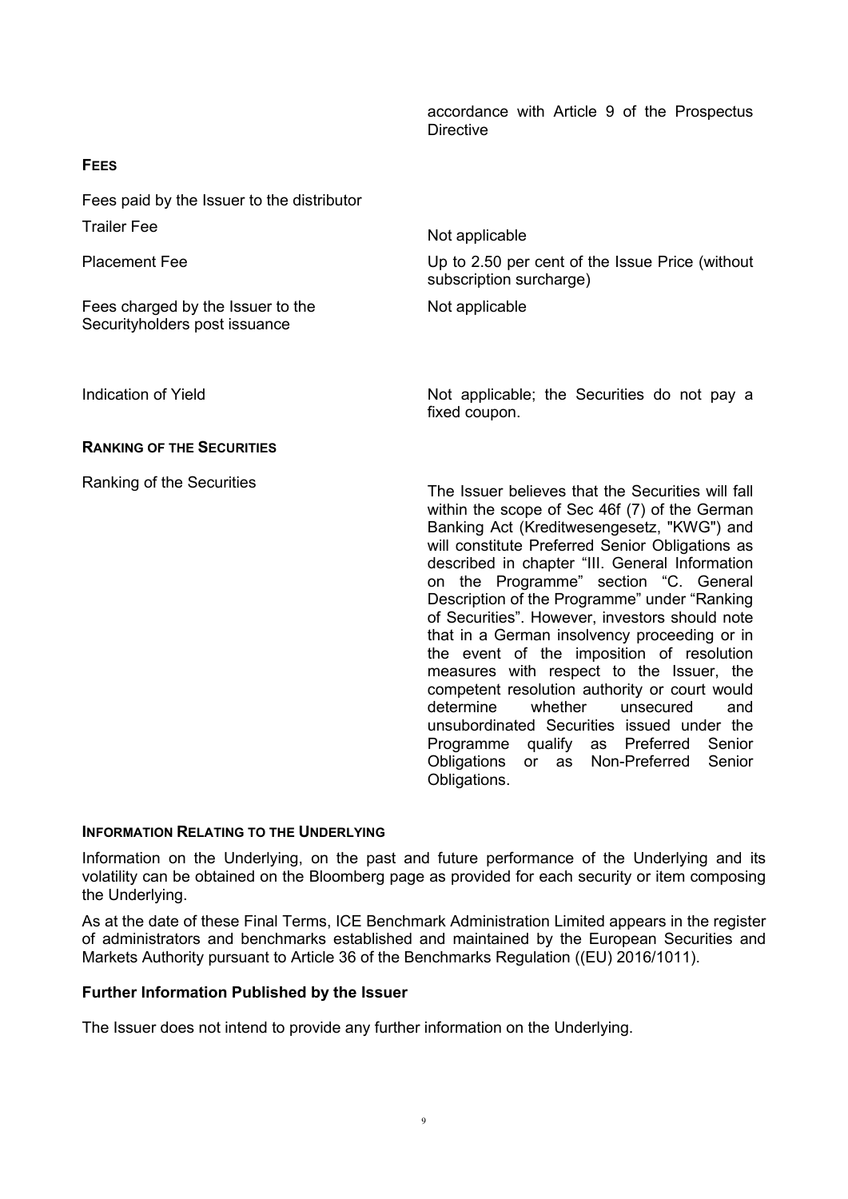| | |
|---|---|
| | accordance with Article 9 of the Prospectus Directive |

**FEES**

| | |
|---|---|
| Fees paid by the Issuer to the distributor | |
| Trailer Fee | Not applicable |
| Placement Fee | Up to 2.50 per cent of the Issue Price (without subscription surcharge) |
| Fees charged by the Issuer to the Securityholders post issuance | Not applicable |
| Indication of Yield | Not applicable; the Securities do not pay a fixed coupon. |

**RANKING OF THE SECURITIES**

| | |
|---|---|
| Ranking of the Securities | The Issuer believes that the Securities will fall within the scope of Sec 46f (7) of the German Banking Act (Kreditwesengesetz, "KWG") and will constitute Preferred Senior Obligations as described in chapter "III. General Information on the Programme" section "C. General Description of the Programme" under "Ranking of Securities". However, investors should note that in a German insolvency proceeding or in the event of the imposition of resolution measures with respect to the Issuer, the competent resolution authority or court would determine whether unsecured and unsubordinated Securities issued under the Programme qualify as Preferred Senior Obligations or as Non-Preferred Senior Obligations. |

**INFORMATION RELATING TO THE UNDERLYING**

Information on the Underlying, on the past and future performance of the Underlying and its volatility can be obtained on the Bloomberg page as provided for each security or item composing the Underlying.

As at the date of these Final Terms, ICE Benchmark Administration Limited appears in the register of administrators and benchmarks established and maintained by the European Securities and Markets Authority pursuant to Article 36 of the Benchmarks Regulation ((EU) 2016/1011).

**Further Information Published by the Issuer**

The Issuer does not intend to provide any further information on the Underlying.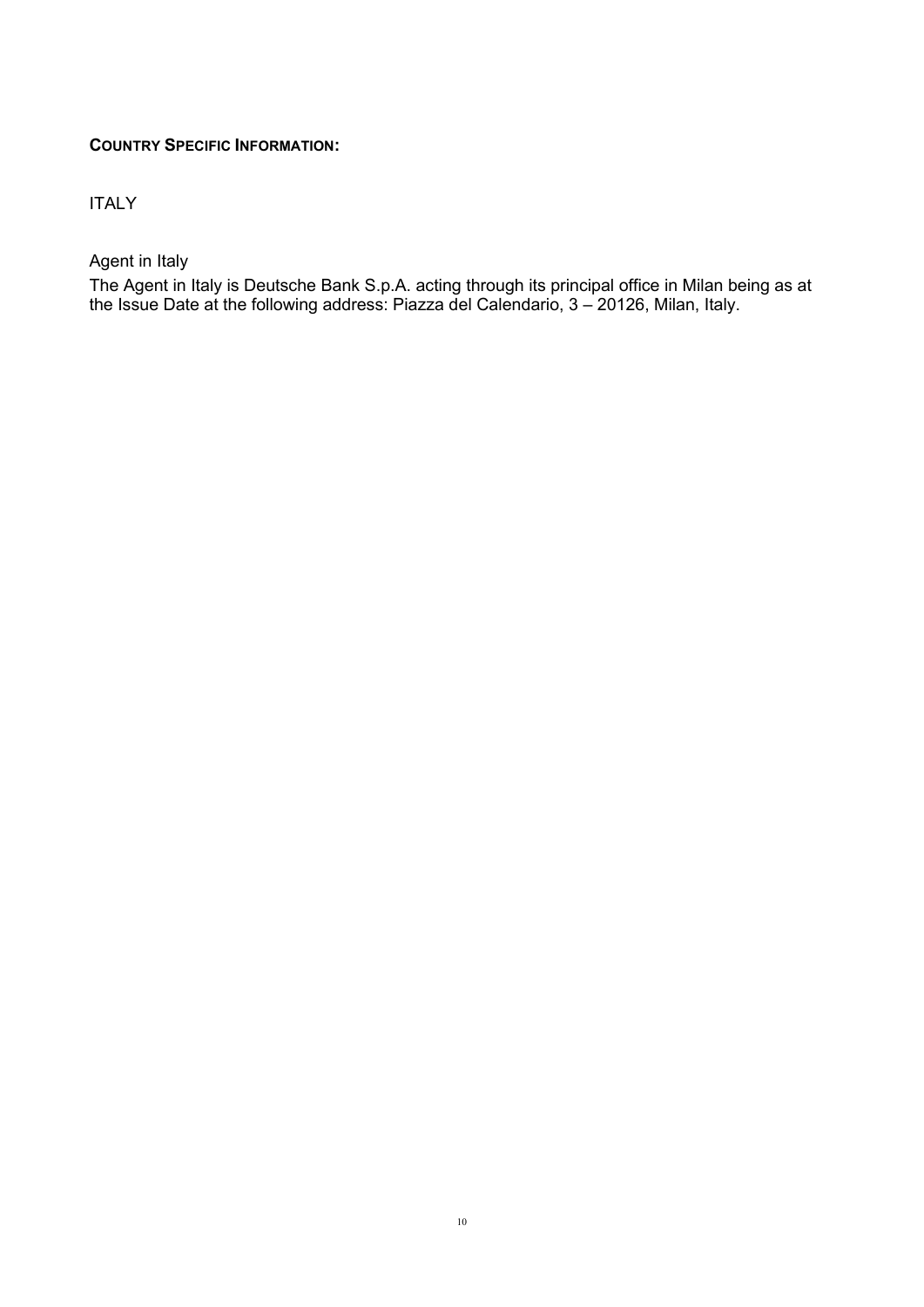**COUNTRY SPECIFIC INFORMATION:**

ITALY

Agent in Italy

The Agent in Italy is Deutsche Bank S.p.A. acting through its principal office in Milan being as at the Issue Date at the following address: Piazza del Calendario, 3 – 20126, Milan, Italy.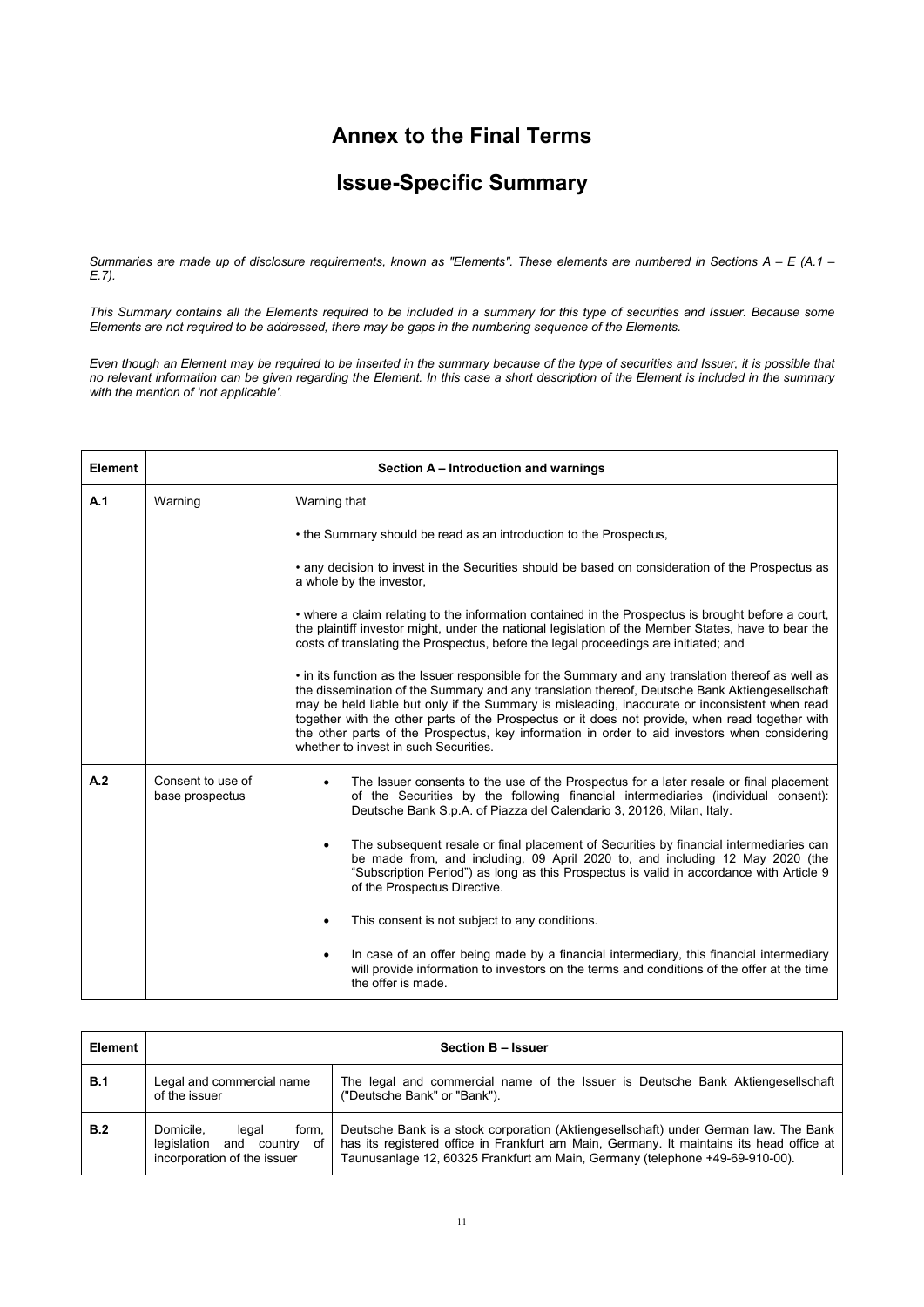# Annex to the Final Terms

# Issue-Specific Summary

*Summaries are made up of disclosure requirements, known as "Elements". These elements are numbered in Sections A – E (A.1 – E.7).*

*This Summary contains all the Elements required to be included in a summary for this type of securities and Issuer. Because some Elements are not required to be addressed, there may be gaps in the numbering sequence of the Elements.*

*Even though an Element may be required to be inserted in the summary because of the type of securities and Issuer, it is possible that no relevant information can be given regarding the Element. In this case a short description of the Element is included in the summary with the mention of 'not applicable'.*

| Element | Section A – Introduction and warnings | |
|---|---|---|
| **A.1** | Warning | Warning that<br><br>• the Summary should be read as an introduction to the Prospectus,<br><br>• any decision to invest in the Securities should be based on consideration of the Prospectus as a whole by the investor,<br><br>• where a claim relating to the information contained in the Prospectus is brought before a court, the plaintiff investor might, under the national legislation of the Member States, have to bear the costs of translating the Prospectus, before the legal proceedings are initiated; and<br><br>• in its function as the Issuer responsible for the Summary and any translation thereof as well as the dissemination of the Summary and any translation thereof, Deutsche Bank Aktiengesellschaft may be held liable but only if the Summary is misleading, inaccurate or inconsistent when read together with the other parts of the Prospectus or it does not provide, when read together with the other parts of the Prospectus, key information in order to aid investors when considering whether to invest in such Securities. |
| **A.2** | Consent to use of base prospectus | • The Issuer consents to the use of the Prospectus for a later resale or final placement of the Securities by the following financial intermediaries (individual consent): Deutsche Bank S.p.A. of Piazza del Calendario 3, 20126, Milan, Italy.<br><br>• The subsequent resale or final placement of Securities by financial intermediaries can be made from, and including, 09 April 2020 to, and including 12 May 2020 (the "Subscription Period") as long as this Prospectus is valid in accordance with Article 9 of the Prospectus Directive.<br><br>• This consent is not subject to any conditions.<br><br>• In case of an offer being made by a financial intermediary, this financial intermediary will provide information to investors on the terms and conditions of the offer at the time the offer is made. |

| Element | Section B – Issuer | |
|---|---|---|
| **B.1** | Legal and commercial name of the issuer | The legal and commercial name of the Issuer is Deutsche Bank Aktiengesellschaft ("Deutsche Bank" or "Bank"). |
| **B.2** | Domicile, legal form, legislation and country of incorporation of the issuer | Deutsche Bank is a stock corporation (Aktiengesellschaft) under German law. The Bank has its registered office in Frankfurt am Main, Germany. It maintains its head office at Taunusanlage 12, 60325 Frankfurt am Main, Germany (telephone +49-69-910-00). |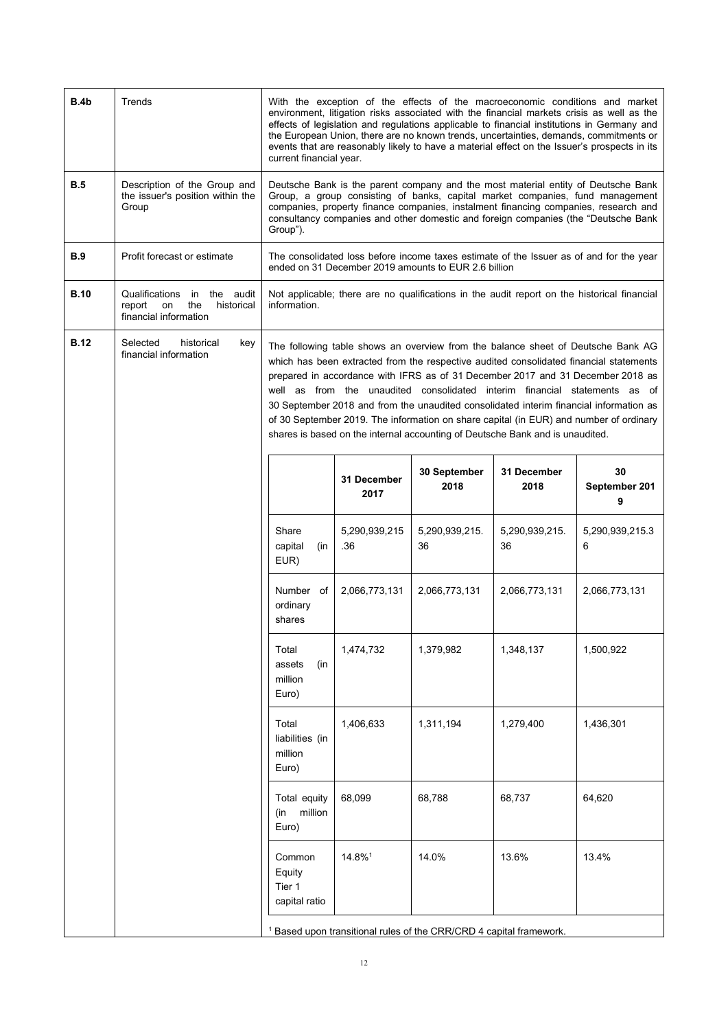| | | |
|---|---|---|
| **B.4b** | Trends | With the exception of the effects of the macroeconomic conditions and market environment, litigation risks associated with the financial markets crisis as well as the effects of legislation and regulations applicable to financial institutions in Germany and the European Union, there are no known trends, uncertainties, demands, commitments or events that are reasonably likely to have a material effect on the Issuer's prospects in its current financial year. |
| **B.5** | Description of the Group and the issuer's position within the Group | Deutsche Bank is the parent company and the most material entity of Deutsche Bank Group, a group consisting of banks, capital market companies, fund management companies, property finance companies, instalment financing companies, research and consultancy companies and other domestic and foreign companies (the "Deutsche Bank Group"). |
| **B.9** | Profit forecast or estimate | The consolidated loss before income taxes estimate of the Issuer as of and for the year ended on 31 December 2019 amounts to EUR 2.6 billion |
| **B.10** | Qualifications in the audit report on the historical financial information | Not applicable; there are no qualifications in the audit report on the historical financial information. |
| **B.12** | Selected historical key financial information | The following table shows an overview from the balance sheet of Deutsche Bank AG which has been extracted from the respective audited consolidated financial statements prepared in accordance with IFRS as of 31 December 2017 and 31 December 2018 as well as from the unaudited consolidated interim financial statements as of 30 September 2018 and from the unaudited consolidated interim financial information as of 30 September 2019. The information on share capital (in EUR) and number of ordinary shares is based on the internal accounting of Deutsche Bank and is unaudited. |

| | 31 December 2017 | 30 September 2018 | 31 December 2018 | 30 September 2019 |
|---|---|---|---|---|
| Share capital (in EUR) | 5,290,939,215.36 | 5,290,939,215.36 | 5,290,939,215.36 | 5,290,939,215.36 |
| Number of ordinary shares | 2,066,773,131 | 2,066,773,131 | 2,066,773,131 | 2,066,773,131 |
| Total assets (in million Euro) | 1,474,732 | 1,379,982 | 1,348,137 | 1,500,922 |
| Total liabilities (in million Euro) | 1,406,633 | 1,311,194 | 1,279,400 | 1,436,301 |
| Total equity (in million Euro) | 68,099 | 68,788 | 68,737 | 64,620 |
| Common Equity Tier 1 capital ratio | 14.8%[1] | 14.0% | 13.6% | 13.4% |

[1] Based upon transitional rules of the CRR/CRD 4 capital framework.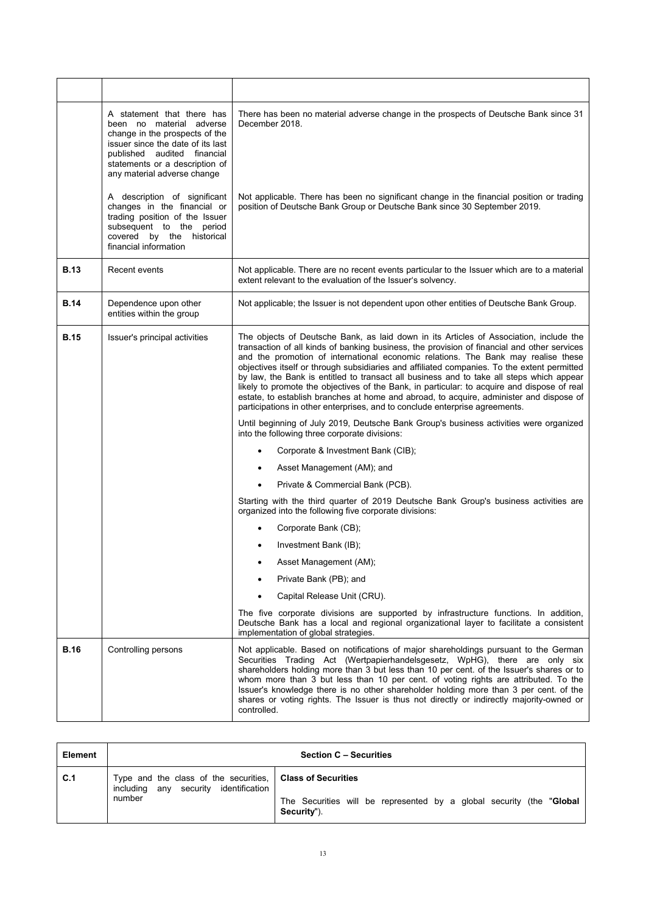| | | |
|---|---|---|
| | A statement that there has been no material adverse change in the prospects of the issuer since the date of its last published audited financial statements or a description of any material adverse change | There has been no material adverse change in the prospects of Deutsche Bank since 31 December 2018. |
| | A description of significant changes in the financial or trading position of the Issuer subsequent to the period covered by the historical financial information | Not applicable. There has been no significant change in the financial position or trading position of Deutsche Bank Group or Deutsche Bank since 30 September 2019. |
| **B.13** | Recent events | Not applicable. There are no recent events particular to the Issuer which are to a material extent relevant to the evaluation of the Issuer's solvency. |
| **B.14** | Dependence upon other entities within the group | Not applicable; the Issuer is not dependent upon other entities of Deutsche Bank Group. |
| **B.15** | Issuer's principal activities | The objects of Deutsche Bank, as laid down in its Articles of Association, include the transaction of all kinds of banking business, the provision of financial and other services and the promotion of international economic relations. The Bank may realise these objectives itself or through subsidiaries and affiliated companies. To the extent permitted by law, the Bank is entitled to transact all business and to take all steps which appear likely to promote the objectives of the Bank, in particular: to acquire and dispose of real estate, to establish branches at home and abroad, to acquire, administer and dispose of participations in other enterprises, and to conclude enterprise agreements.<br><br>Until beginning of July 2019, Deutsche Bank Group's business activities were organized into the following three corporate divisions:<br><br>• Corporate & Investment Bank (CIB);<br>• Asset Management (AM); and<br>• Private & Commercial Bank (PCB).<br><br>Starting with the third quarter of 2019 Deutsche Bank Group's business activities are organized into the following five corporate divisions:<br><br>• Corporate Bank (CB);<br>• Investment Bank (IB);<br>• Asset Management (AM);<br>• Private Bank (PB); and<br>• Capital Release Unit (CRU).<br><br>The five corporate divisions are supported by infrastructure functions. In addition, Deutsche Bank has a local and regional organizational layer to facilitate a consistent implementation of global strategies. |
| **B.16** | Controlling persons | Not applicable. Based on notifications of major shareholdings pursuant to the German Securities Trading Act (Wertpapierhandelsgesetz, WpHG), there are only six shareholders holding more than 3 but less than 10 per cent. of the Issuer's shares or to whom more than 3 but less than 10 per cent. of voting rights are attributed. To the Issuer's knowledge there is no other shareholder holding more than 3 per cent. of the shares or voting rights. The Issuer is thus not directly or indirectly majority-owned or controlled. |

| Element | Section C – Securities | |
|---|---|---|
| **C.1** | Type and the class of the securities, including any security identification number | **Class of Securities**<br><br>The Securities will be represented by a global security (the "**Global Security**"). |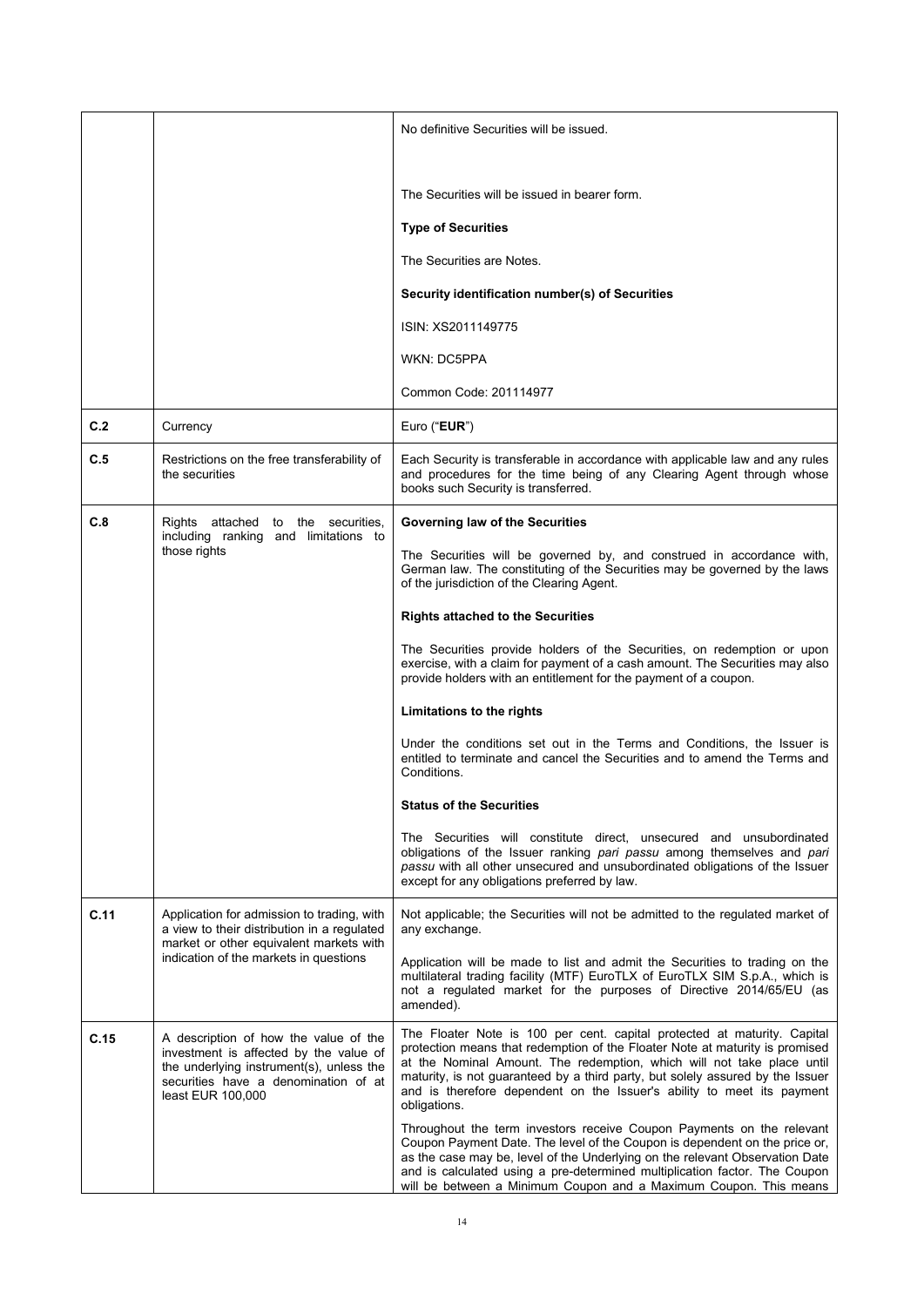| | | |
|---|---|---|
| | | No definitive Securities will be issued.<br><br>The Securities will be issued in bearer form.<br><br>**Type of Securities**<br><br>The Securities are Notes.<br><br>**Security identification number(s) of Securities**<br><br>ISIN: XS2011149775<br><br>WKN: DC5PPA<br><br>Common Code: 201114977 |
| **C.2** | Currency | Euro ("**EUR**") |
| **C.5** | Restrictions on the free transferability of the securities | Each Security is transferable in accordance with applicable law and any rules and procedures for the time being of any Clearing Agent through whose books such Security is transferred. |
| **C.8** | Rights attached to the securities, including ranking and limitations to those rights | **Governing law of the Securities**<br><br>The Securities will be governed by, and construed in accordance with, German law. The constituting of the Securities may be governed by the laws of the jurisdiction of the Clearing Agent.<br><br>**Rights attached to the Securities**<br><br>The Securities provide holders of the Securities, on redemption or upon exercise, with a claim for payment of a cash amount. The Securities may also provide holders with an entitlement for the payment of a coupon.<br><br>**Limitations to the rights**<br><br>Under the conditions set out in the Terms and Conditions, the Issuer is entitled to terminate and cancel the Securities and to amend the Terms and Conditions.<br><br>**Status of the Securities**<br><br>The Securities will constitute direct, unsecured and unsubordinated obligations of the Issuer ranking *pari passu* among themselves and *pari passu* with all other unsecured and unsubordinated obligations of the Issuer except for any obligations preferred by law. |
| **C.11** | Application for admission to trading, with a view to their distribution in a regulated market or other equivalent markets with indication of the markets in questions | Not applicable; the Securities will not be admitted to the regulated market of any exchange.<br><br>Application will be made to list and admit the Securities to trading on the multilateral trading facility (MTF) EuroTLX of EuroTLX SIM S.p.A., which is not a regulated market for the purposes of Directive 2014/65/EU (as amended). |
| **C.15** | A description of how the value of the investment is affected by the value of the underlying instrument(s), unless the securities have a denomination of at least EUR 100,000 | The Floater Note is 100 per cent. capital protected at maturity. Capital protection means that redemption of the Floater Note at maturity is promised at the Nominal Amount. The redemption, which will not take place until maturity, is not guaranteed by a third party, but solely assured by the Issuer and is therefore dependent on the Issuer's ability to meet its payment obligations.<br><br>Throughout the term investors receive Coupon Payments on the relevant Coupon Payment Date. The level of the Coupon is dependent on the price or, as the case may be, level of the Underlying on the relevant Observation Date and is calculated using a pre-determined multiplication factor. The Coupon will be between a Minimum Coupon and a Maximum Coupon. This means |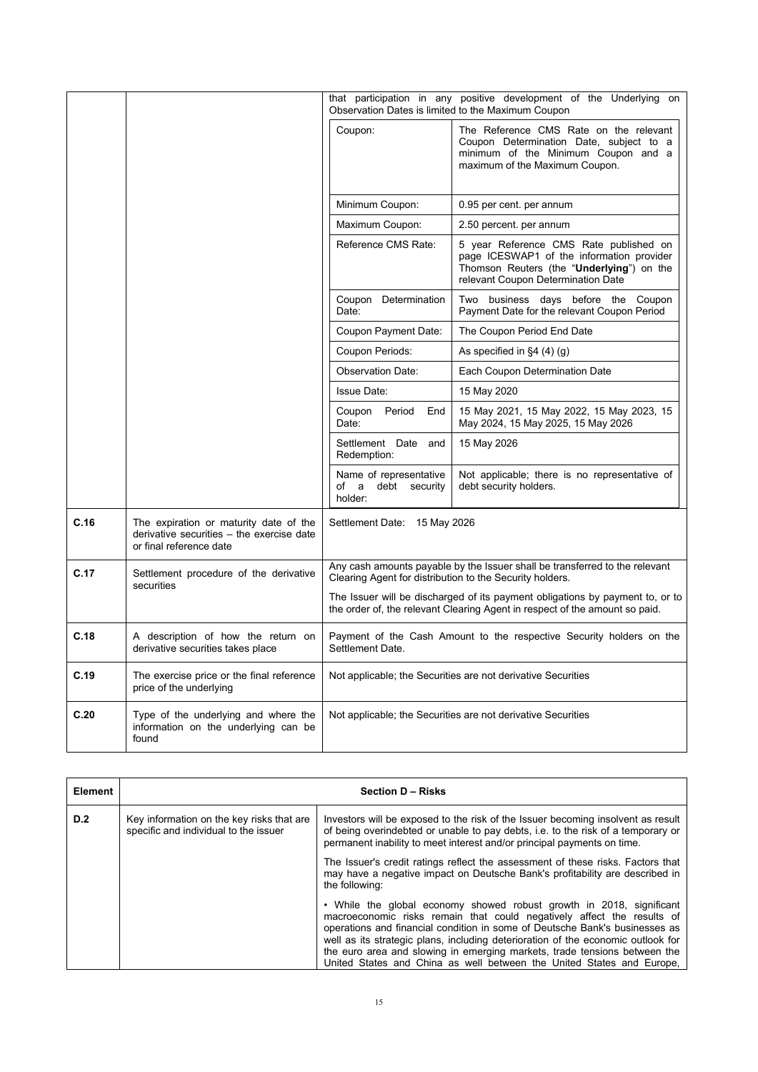| | | |
|---|---|---|
| | | that participation in any positive development of the Underlying on Observation Dates is limited to the Maximum Coupon<br><br>Coupon: The Reference CMS Rate on the relevant Coupon Determination Date, subject to a minimum of the Minimum Coupon and a maximum of the Maximum Coupon.<br><br>Minimum Coupon: 0.95 per cent. per annum<br><br>Maximum Coupon: 2.50 percent. per annum<br><br>Reference CMS Rate: 5 year Reference CMS Rate published on page ICESWAP1 of the information provider Thomson Reuters (the "**Underlying**") on the relevant Coupon Determination Date<br><br>Coupon Determination Date: Two business days before the Coupon Payment Date for the relevant Coupon Period<br><br>Coupon Payment Date: The Coupon Period End Date<br><br>Coupon Periods: As specified in §4 (4) (g)<br><br>Observation Date: Each Coupon Determination Date<br><br>Issue Date: 15 May 2020<br><br>Coupon Period End Date: 15 May 2021, 15 May 2022, 15 May 2023, 15 May 2024, 15 May 2025, 15 May 2026<br><br>Settlement Date and Redemption: 15 May 2026<br><br>Name of representative of a debt security holder: Not applicable; there is no representative of debt security holders. |
| C.16 | The expiration or maturity date of the derivative securities – the exercise date or final reference date | Settlement Date: 15 May 2026 |
| C.17 | Settlement procedure of the derivative securities | Any cash amounts payable by the Issuer shall be transferred to the relevant Clearing Agent for distribution to the Security holders.<br><br>The Issuer will be discharged of its payment obligations by payment to, or to the order of, the relevant Clearing Agent in respect of the amount so paid. |
| C.18 | A description of how the return on derivative securities takes place | Payment of the Cash Amount to the respective Security holders on the Settlement Date. |
| C.19 | The exercise price or the final reference price of the underlying | Not applicable; the Securities are not derivative Securities |
| C.20 | Type of the underlying and where the information on the underlying can be found | Not applicable; the Securities are not derivative Securities |

| Element | Section D – Risks | |
|---|---|---|
| D.2 | Key information on the key risks that are specific and individual to the issuer | Investors will be exposed to the risk of the Issuer becoming insolvent as result of being overindebted or unable to pay debts, i.e. to the risk of a temporary or permanent inability to meet interest and/or principal payments on time.<br><br>The Issuer's credit ratings reflect the assessment of these risks. Factors that may have a negative impact on Deutsche Bank's profitability are described in the following:<br><br>• While the global economy showed robust growth in 2018, significant macroeconomic risks remain that could negatively affect the results of operations and financial condition in some of Deutsche Bank's businesses as well as its strategic plans, including deterioration of the economic outlook for the euro area and slowing in emerging markets, trade tensions between the United States and China as well between the United States and Europe, |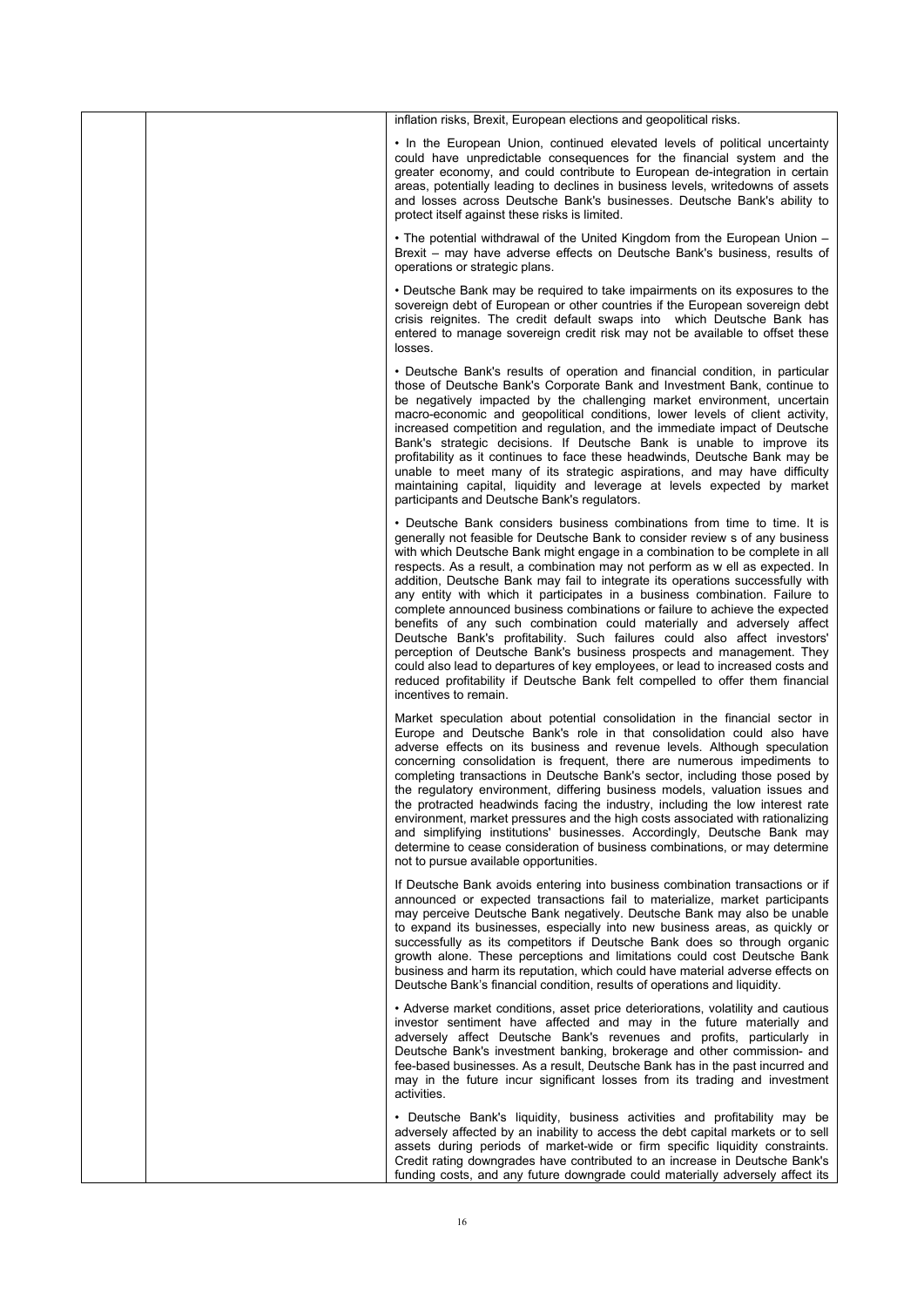| | | inflation risks, Brexit, European elections and geopolitical risks.<br><br>• In the European Union, continued elevated levels of political uncertainty could have unpredictable consequences for the financial system and the greater economy, and could contribute to European de-integration in certain areas, potentially leading to declines in business levels, writedowns of assets and losses across Deutsche Bank's businesses. Deutsche Bank's ability to protect itself against these risks is limited.<br><br>• The potential withdrawal of the United Kingdom from the European Union – Brexit – may have adverse effects on Deutsche Bank's business, results of operations or strategic plans.<br><br>• Deutsche Bank may be required to take impairments on its exposures to the sovereign debt of European or other countries if the European sovereign debt crisis reignites. The credit default swaps into which Deutsche Bank has entered to manage sovereign credit risk may not be available to offset these losses.<br><br>• Deutsche Bank's results of operation and financial condition, in particular those of Deutsche Bank's Corporate Bank and Investment Bank, continue to be negatively impacted by the challenging market environment, uncertain macro-economic and geopolitical conditions, lower levels of client activity, increased competition and regulation, and the immediate impact of Deutsche Bank's strategic decisions. If Deutsche Bank is unable to improve its profitability as it continues to face these headwinds, Deutsche Bank may be unable to meet many of its strategic aspirations, and may have difficulty maintaining capital, liquidity and leverage at levels expected by market participants and Deutsche Bank's regulators.<br><br>• Deutsche Bank considers business combinations from time to time. It is generally not feasible for Deutsche Bank to consider review s of any business with which Deutsche Bank might engage in a combination to be complete in all respects. As a result, a combination may not perform as w ell as expected. In addition, Deutsche Bank may fail to integrate its operations successfully with any entity with which it participates in a business combination. Failure to complete announced business combinations or failure to achieve the expected benefits of any such combination could materially and adversely affect Deutsche Bank's profitability. Such failures could also affect investors' perception of Deutsche Bank's business prospects and management. They could also lead to departures of key employees, or lead to increased costs and reduced profitability if Deutsche Bank felt compelled to offer them financial incentives to remain.<br><br>Market speculation about potential consolidation in the financial sector in Europe and Deutsche Bank's role in that consolidation could also have adverse effects on its business and revenue levels. Although speculation concerning consolidation is frequent, there are numerous impediments to completing transactions in Deutsche Bank's sector, including those posed by the regulatory environment, differing business models, valuation issues and the protracted headwinds facing the industry, including the low interest rate environment, market pressures and the high costs associated with rationalizing and simplifying institutions' businesses. Accordingly, Deutsche Bank may determine to cease consideration of business combinations, or may determine not to pursue available opportunities.<br><br>If Deutsche Bank avoids entering into business combination transactions or if announced or expected transactions fail to materialize, market participants may perceive Deutsche Bank negatively. Deutsche Bank may also be unable to expand its businesses, especially into new business areas, as quickly or successfully as its competitors if Deutsche Bank does so through organic growth alone. These perceptions and limitations could cost Deutsche Bank business and harm its reputation, which could have material adverse effects on Deutsche Bank's financial condition, results of operations and liquidity.<br><br>• Adverse market conditions, asset price deteriorations, volatility and cautious investor sentiment have affected and may in the future materially and adversely affect Deutsche Bank's revenues and profits, particularly in Deutsche Bank's investment banking, brokerage and other commission- and fee-based businesses. As a result, Deutsche Bank has in the past incurred and may in the future incur significant losses from its trading and investment activities.<br><br>• Deutsche Bank's liquidity, business activities and profitability may be adversely affected by an inability to access the debt capital markets or to sell assets during periods of market-wide or firm specific liquidity constraints. Credit rating downgrades have contributed to an increase in Deutsche Bank's funding costs, and any future downgrade could materially adversely affect its |
|---|---|---|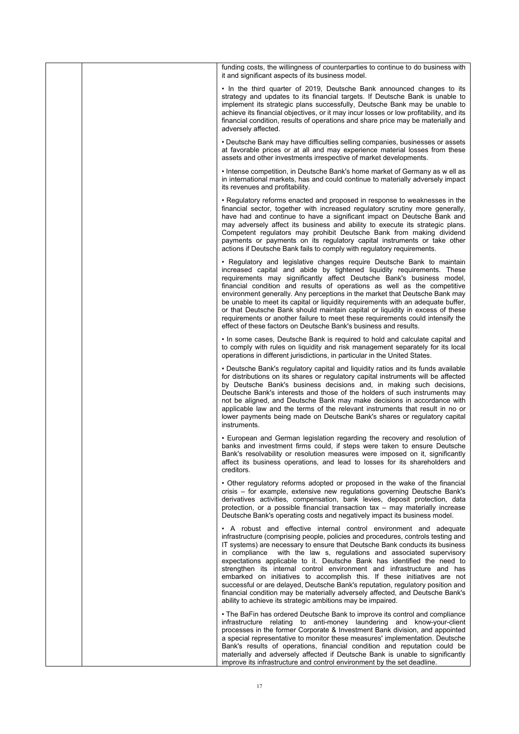| | | funding costs, the willingness of counterparties to continue to do business with it and significant aspects of its business model.<br><br>• In the third quarter of 2019, Deutsche Bank announced changes to its strategy and updates to its financial targets. If Deutsche Bank is unable to implement its strategic plans successfully, Deutsche Bank may be unable to achieve its financial objectives, or it may incur losses or low profitability, and its financial condition, results of operations and share price may be materially and adversely affected.<br><br>• Deutsche Bank may have difficulties selling companies, businesses or assets at favorable prices or at all and may experience material losses from these assets and other investments irrespective of market developments.<br><br>• Intense competition, in Deutsche Bank's home market of Germany as w ell as in international markets, has and could continue to materially adversely impact its revenues and profitability.<br><br>• Regulatory reforms enacted and proposed in response to weaknesses in the financial sector, together with increased regulatory scrutiny more generally, have had and continue to have a significant impact on Deutsche Bank and may adversely affect its business and ability to execute its strategic plans. Competent regulators may prohibit Deutsche Bank from making dividend payments or payments on its regulatory capital instruments or take other actions if Deutsche Bank fails to comply with regulatory requirements.<br><br>• Regulatory and legislative changes require Deutsche Bank to maintain increased capital and abide by tightened liquidity requirements. These requirements may significantly affect Deutsche Bank's business model, financial condition and results of operations as well as the competitive environment generally. Any perceptions in the market that Deutsche Bank may be unable to meet its capital or liquidity requirements with an adequate buffer, or that Deutsche Bank should maintain capital or liquidity in excess of these requirements or another failure to meet these requirements could intensify the effect of these factors on Deutsche Bank's business and results.<br><br>• In some cases, Deutsche Bank is required to hold and calculate capital and to comply with rules on liquidity and risk management separately for its local operations in different jurisdictions, in particular in the United States.<br><br>• Deutsche Bank's regulatory capital and liquidity ratios and its funds available for distributions on its shares or regulatory capital instruments will be affected by Deutsche Bank's business decisions and, in making such decisions, Deutsche Bank's interests and those of the holders of such instruments may not be aligned, and Deutsche Bank may make decisions in accordance with applicable law and the terms of the relevant instruments that result in no or lower payments being made on Deutsche Bank's shares or regulatory capital instruments.<br><br>• European and German legislation regarding the recovery and resolution of banks and investment firms could, if steps were taken to ensure Deutsche Bank's resolvability or resolution measures were imposed on it, significantly affect its business operations, and lead to losses for its shareholders and creditors.<br><br>• Other regulatory reforms adopted or proposed in the wake of the financial crisis – for example, extensive new regulations governing Deutsche Bank's derivatives activities, compensation, bank levies, deposit protection, data protection, or a possible financial transaction tax – may materially increase Deutsche Bank's operating costs and negatively impact its business model.<br><br>• A robust and effective internal control environment and adequate infrastructure (comprising people, policies and procedures, controls testing and IT systems) are necessary to ensure that Deutsche Bank conducts its business in compliance with the law s, regulations and associated supervisory expectations applicable to it. Deutsche Bank has identified the need to strengthen its internal control environment and infrastructure and has embarked on initiatives to accomplish this. If these initiatives are not successful or are delayed, Deutsche Bank's reputation, regulatory position and financial condition may be materially adversely affected, and Deutsche Bank's ability to achieve its strategic ambitions may be impaired.<br><br>• The BaFin has ordered Deutsche Bank to improve its control and compliance infrastructure relating to anti-money laundering and know-your-client processes in the former Corporate & Investment Bank division, and appointed a special representative to monitor these measures' implementation. Deutsche Bank's results of operations, financial condition and reputation could be materially and adversely affected if Deutsche Bank is unable to significantly improve its infrastructure and control environment by the set deadline. |
|---|---|---|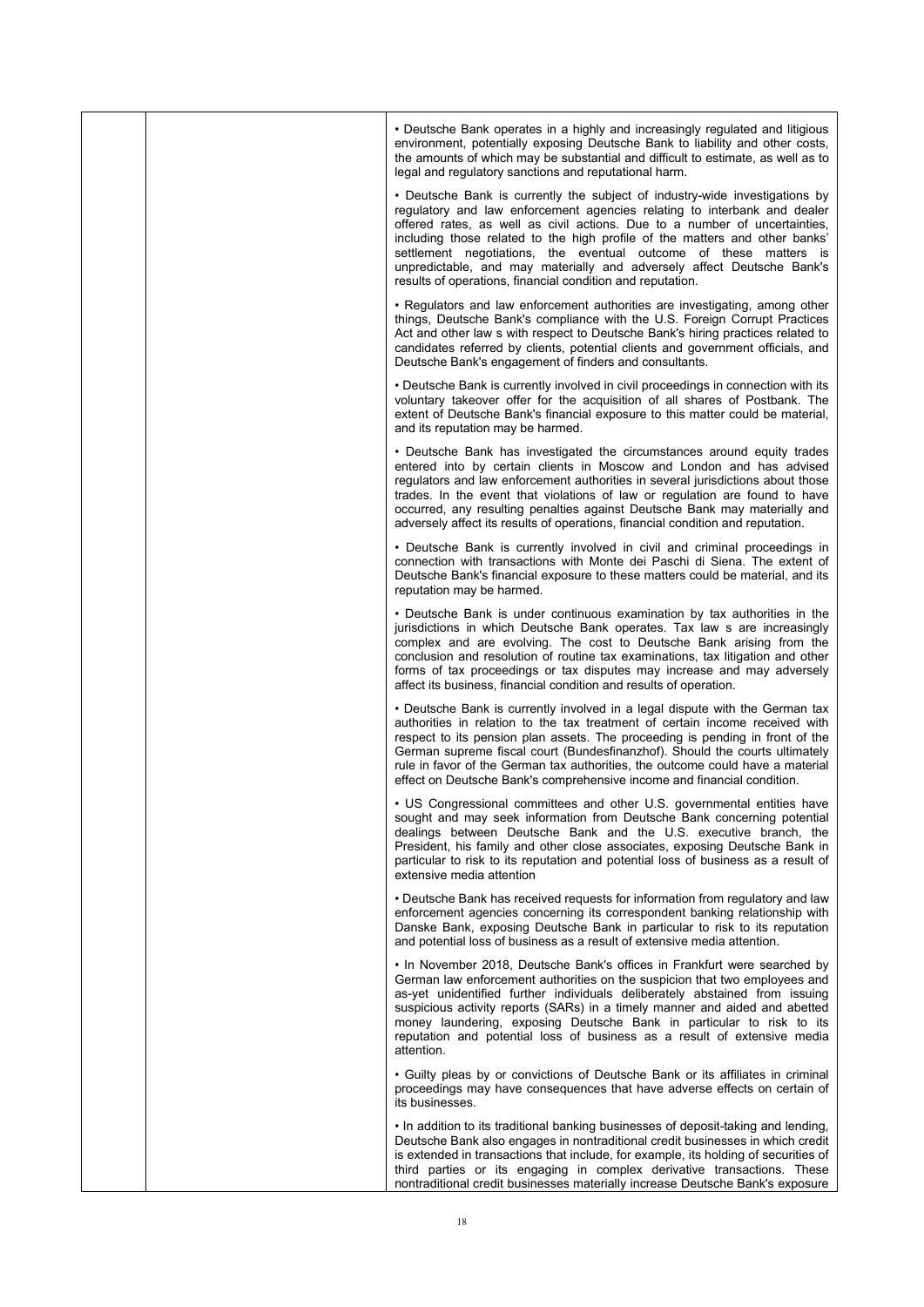| | | • Deutsche Bank operates in a highly and increasingly regulated and litigious environment, potentially exposing Deutsche Bank to liability and other costs, the amounts of which may be substantial and difficult to estimate, as well as to legal and regulatory sanctions and reputational harm.<br><br>• Deutsche Bank is currently the subject of industry-wide investigations by regulatory and law enforcement agencies relating to interbank and dealer offered rates, as well as civil actions. Due to a number of uncertainties, including those related to the high profile of the matters and other banks' settlement negotiations, the eventual outcome of these matters is unpredictable, and may materially and adversely affect Deutsche Bank's results of operations, financial condition and reputation.<br><br>• Regulators and law enforcement authorities are investigating, among other things, Deutsche Bank's compliance with the U.S. Foreign Corrupt Practices Act and other law s with respect to Deutsche Bank's hiring practices related to candidates referred by clients, potential clients and government officials, and Deutsche Bank's engagement of finders and consultants.<br><br>• Deutsche Bank is currently involved in civil proceedings in connection with its voluntary takeover offer for the acquisition of all shares of Postbank. The extent of Deutsche Bank's financial exposure to this matter could be material, and its reputation may be harmed.<br><br>• Deutsche Bank has investigated the circumstances around equity trades entered into by certain clients in Moscow and London and has advised regulators and law enforcement authorities in several jurisdictions about those trades. In the event that violations of law or regulation are found to have occurred, any resulting penalties against Deutsche Bank may materially and adversely affect its results of operations, financial condition and reputation.<br><br>• Deutsche Bank is currently involved in civil and criminal proceedings in connection with transactions with Monte dei Paschi di Siena. The extent of Deutsche Bank's financial exposure to these matters could be material, and its reputation may be harmed.<br><br>• Deutsche Bank is under continuous examination by tax authorities in the jurisdictions in which Deutsche Bank operates. Tax law s are increasingly complex and are evolving. The cost to Deutsche Bank arising from the conclusion and resolution of routine tax examinations, tax litigation and other forms of tax proceedings or tax disputes may increase and may adversely affect its business, financial condition and results of operation.<br><br>• Deutsche Bank is currently involved in a legal dispute with the German tax authorities in relation to the tax treatment of certain income received with respect to its pension plan assets. The proceeding is pending in front of the German supreme fiscal court (Bundesfinanzhof). Should the courts ultimately rule in favor of the German tax authorities, the outcome could have a material effect on Deutsche Bank's comprehensive income and financial condition.<br><br>• US Congressional committees and other U.S. governmental entities have sought and may seek information from Deutsche Bank concerning potential dealings between Deutsche Bank and the U.S. executive branch, the President, his family and other close associates, exposing Deutsche Bank in particular to risk to its reputation and potential loss of business as a result of extensive media attention<br><br>• Deutsche Bank has received requests for information from regulatory and law enforcement agencies concerning its correspondent banking relationship with Danske Bank, exposing Deutsche Bank in particular to risk to its reputation and potential loss of business as a result of extensive media attention.<br><br>• In November 2018, Deutsche Bank's offices in Frankfurt were searched by German law enforcement authorities on the suspicion that two employees and as-yet unidentified further individuals deliberately abstained from issuing suspicious activity reports (SARs) in a timely manner and aided and abetted money laundering, exposing Deutsche Bank in particular to risk to its reputation and potential loss of business as a result of extensive media attention.<br><br>• Guilty pleas by or convictions of Deutsche Bank or its affiliates in criminal proceedings may have consequences that have adverse effects on certain of its businesses.<br><br>• In addition to its traditional banking businesses of deposit-taking and lending, Deutsche Bank also engages in nontraditional credit businesses in which credit is extended in transactions that include, for example, its holding of securities of third parties or its engaging in complex derivative transactions. These nontraditional credit businesses materially increase Deutsche Bank's exposure |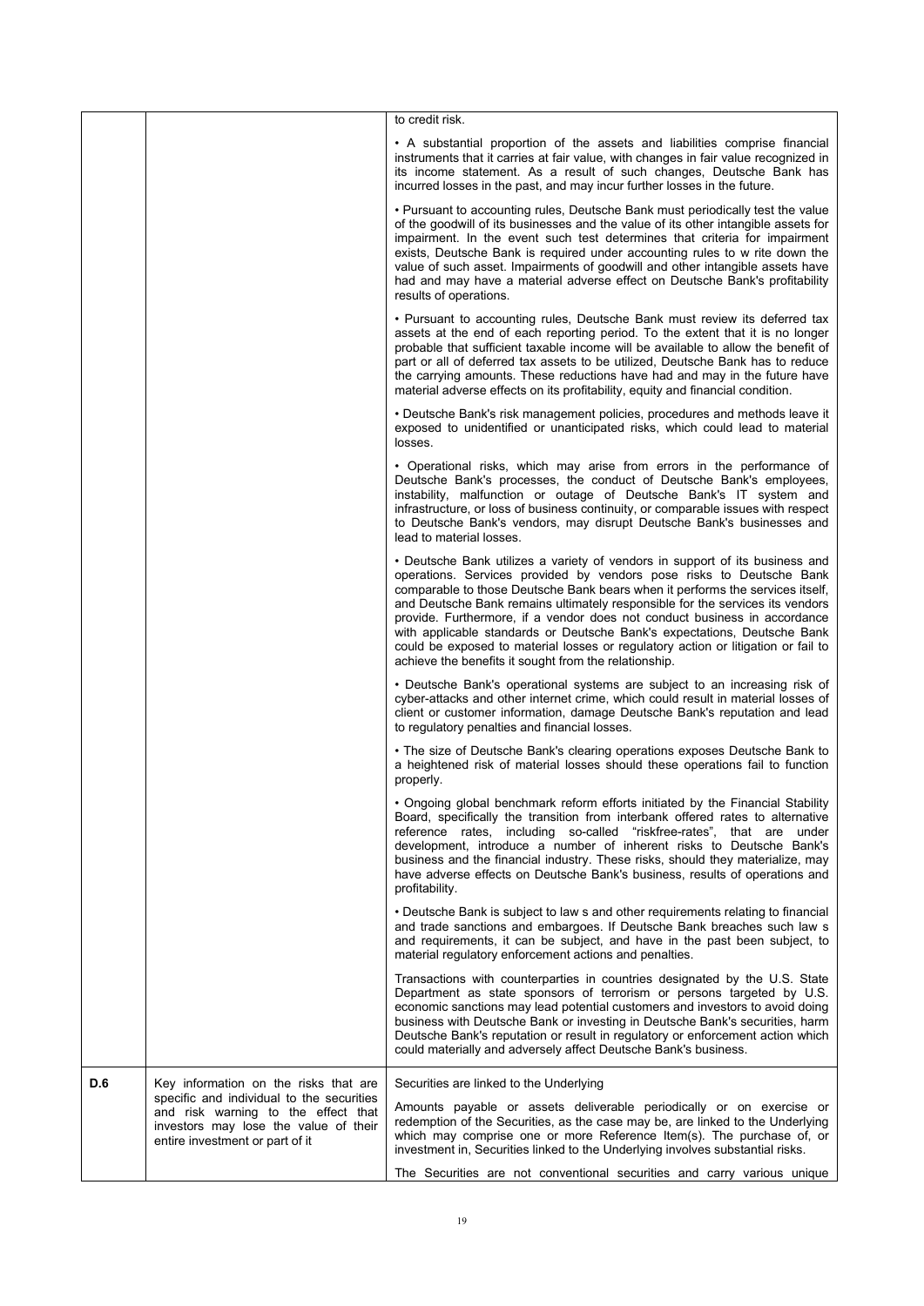| | | |
|---|---|---|
| | | to credit risk.<br><br>• A substantial proportion of the assets and liabilities comprise financial instruments that it carries at fair value, with changes in fair value recognized in its income statement. As a result of such changes, Deutsche Bank has incurred losses in the past, and may incur further losses in the future.<br><br>• Pursuant to accounting rules, Deutsche Bank must periodically test the value of the goodwill of its businesses and the value of its other intangible assets for impairment. In the event such test determines that criteria for impairment exists, Deutsche Bank is required under accounting rules to w rite down the value of such asset. Impairments of goodwill and other intangible assets have had and may have a material adverse effect on Deutsche Bank's profitability results of operations.<br><br>• Pursuant to accounting rules, Deutsche Bank must review its deferred tax assets at the end of each reporting period. To the extent that it is no longer probable that sufficient taxable income will be available to allow the benefit of part or all of deferred tax assets to be utilized, Deutsche Bank has to reduce the carrying amounts. These reductions have had and may in the future have material adverse effects on its profitability, equity and financial condition.<br><br>• Deutsche Bank's risk management policies, procedures and methods leave it exposed to unidentified or unanticipated risks, which could lead to material losses.<br><br>• Operational risks, which may arise from errors in the performance of Deutsche Bank's processes, the conduct of Deutsche Bank's employees, instability, malfunction or outage of Deutsche Bank's IT system and infrastructure, or loss of business continuity, or comparable issues with respect to Deutsche Bank's vendors, may disrupt Deutsche Bank's businesses and lead to material losses.<br><br>• Deutsche Bank utilizes a variety of vendors in support of its business and operations. Services provided by vendors pose risks to Deutsche Bank comparable to those Deutsche Bank bears when it performs the services itself, and Deutsche Bank remains ultimately responsible for the services its vendors provide. Furthermore, if a vendor does not conduct business in accordance with applicable standards or Deutsche Bank's expectations, Deutsche Bank could be exposed to material losses or regulatory action or litigation or fail to achieve the benefits it sought from the relationship.<br><br>• Deutsche Bank's operational systems are subject to an increasing risk of cyber-attacks and other internet crime, which could result in material losses of client or customer information, damage Deutsche Bank's reputation and lead to regulatory penalties and financial losses.<br><br>• The size of Deutsche Bank's clearing operations exposes Deutsche Bank to a heightened risk of material losses should these operations fail to function properly.<br><br>• Ongoing global benchmark reform efforts initiated by the Financial Stability Board, specifically the transition from interbank offered rates to alternative reference rates, including so-called "riskfree-rates", that are under development, introduce a number of inherent risks to Deutsche Bank's business and the financial industry. These risks, should they materialize, may have adverse effects on Deutsche Bank's business, results of operations and profitability.<br><br>• Deutsche Bank is subject to law s and other requirements relating to financial and trade sanctions and embargoes. If Deutsche Bank breaches such law s and requirements, it can be subject, and have in the past been subject, to material regulatory enforcement actions and penalties.<br><br>Transactions with counterparties in countries designated by the U.S. State Department as state sponsors of terrorism or persons targeted by U.S. economic sanctions may lead potential customers and investors to avoid doing business with Deutsche Bank or investing in Deutsche Bank's securities, harm Deutsche Bank's reputation or result in regulatory or enforcement action which could materially and adversely affect Deutsche Bank's business. |
| **D.6** | Key information on the risks that are specific and individual to the securities and risk warning to the effect that investors may lose the value of their entire investment or part of it | Securities are linked to the Underlying<br><br>Amounts payable or assets deliverable periodically or on exercise or redemption of the Securities, as the case may be, are linked to the Underlying which may comprise one or more Reference Item(s). The purchase of, or investment in, Securities linked to the Underlying involves substantial risks.<br><br>The Securities are not conventional securities and carry various unique |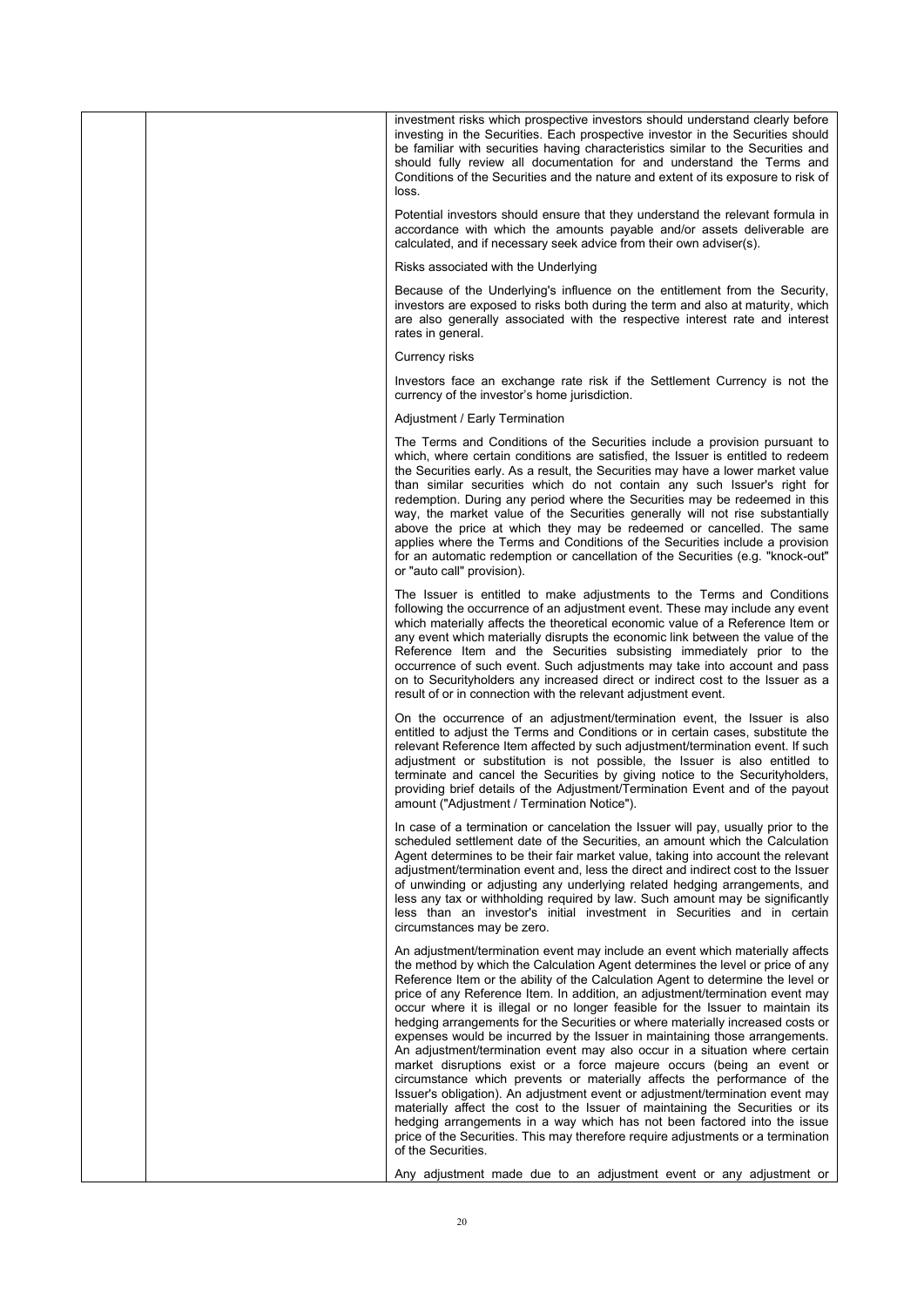| | | investment risks which prospective investors should understand clearly before investing in the Securities. Each prospective investor in the Securities should be familiar with securities having characteristics similar to the Securities and should fully review all documentation for and understand the Terms and Conditions of the Securities and the nature and extent of its exposure to risk of loss.<br><br>Potential investors should ensure that they understand the relevant formula in accordance with which the amounts payable and/or assets deliverable are calculated, and if necessary seek advice from their own adviser(s).<br><br>Risks associated with the Underlying<br><br>Because of the Underlying's influence on the entitlement from the Security, investors are exposed to risks both during the term and also at maturity, which are also generally associated with the respective interest rate and interest rates in general.<br><br>Currency risks<br><br>Investors face an exchange rate risk if the Settlement Currency is not the currency of the investor's home jurisdiction.<br><br>Adjustment / Early Termination<br><br>The Terms and Conditions of the Securities include a provision pursuant to which, where certain conditions are satisfied, the Issuer is entitled to redeem the Securities early. As a result, the Securities may have a lower market value than similar securities which do not contain any such Issuer's right for redemption. During any period where the Securities may be redeemed in this way, the market value of the Securities generally will not rise substantially above the price at which they may be redeemed or cancelled. The same applies where the Terms and Conditions of the Securities include a provision for an automatic redemption or cancellation of the Securities (e.g. "knock-out" or "auto call" provision).<br><br>The Issuer is entitled to make adjustments to the Terms and Conditions following the occurrence of an adjustment event. These may include any event which materially affects the theoretical economic value of a Reference Item or any event which materially disrupts the economic link between the value of the Reference Item and the Securities subsisting immediately prior to the occurrence of such event. Such adjustments may take into account and pass on to Securityholders any increased direct or indirect cost to the Issuer as a result of or in connection with the relevant adjustment event.<br><br>On the occurrence of an adjustment/termination event, the Issuer is also entitled to adjust the Terms and Conditions or in certain cases, substitute the relevant Reference Item affected by such adjustment/termination event. If such adjustment or substitution is not possible, the Issuer is also entitled to terminate and cancel the Securities by giving notice to the Securityholders, providing brief details of the Adjustment/Termination Event and of the payout amount ("Adjustment / Termination Notice").<br><br>In case of a termination or cancelation the Issuer will pay, usually prior to the scheduled settlement date of the Securities, an amount which the Calculation Agent determines to be their fair market value, taking into account the relevant adjustment/termination event and, less the direct and indirect cost to the Issuer of unwinding or adjusting any underlying related hedging arrangements, and less any tax or withholding required by law. Such amount may be significantly less than an investor's initial investment in Securities and in certain circumstances may be zero.<br><br>An adjustment/termination event may include an event which materially affects the method by which the Calculation Agent determines the level or price of any Reference Item or the ability of the Calculation Agent to determine the level or price of any Reference Item. In addition, an adjustment/termination event may occur where it is illegal or no longer feasible for the Issuer to maintain its hedging arrangements for the Securities or where materially increased costs or expenses would be incurred by the Issuer in maintaining those arrangements. An adjustment/termination event may also occur in a situation where certain market disruptions exist or a force majeure occurs (being an event or circumstance which prevents or materially affects the performance of the Issuer's obligation). An adjustment event or adjustment/termination event may materially affect the cost to the Issuer of maintaining the Securities or its hedging arrangements in a way which has not been factored into the issue price of the Securities. This may therefore require adjustments or a termination of the Securities.<br><br>Any adjustment made due to an adjustment event or any adjustment or |
|---|---|---|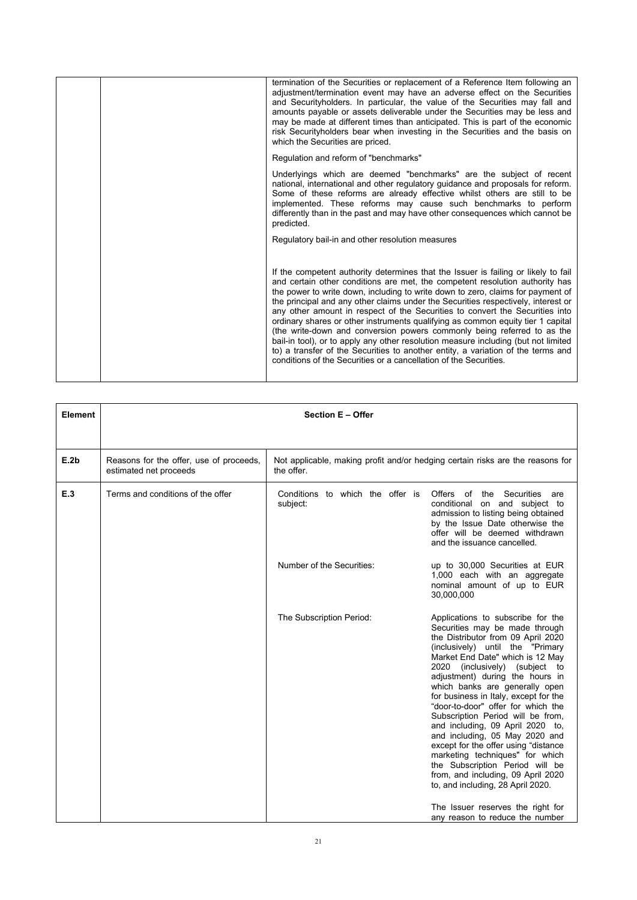| | | |
|---|---|---|
| | | termination of the Securities or replacement of a Reference Item following an adjustment/termination event may have an adverse effect on the Securities and Securityholders. In particular, the value of the Securities may fall and amounts payable or assets deliverable under the Securities may be less and may be made at different times than anticipated. This is part of the economic risk Securityholders bear when investing in the Securities and the basis on which the Securities are priced.<br><br>Regulation and reform of "benchmarks"<br><br>Underlyings which are deemed "benchmarks" are the subject of recent national, international and other regulatory guidance and proposals for reform. Some of these reforms are already effective whilst others are still to be implemented. These reforms may cause such benchmarks to perform differently than in the past and may have other consequences which cannot be predicted.<br><br>Regulatory bail-in and other resolution measures<br><br>If the competent authority determines that the Issuer is failing or likely to fail and certain other conditions are met, the competent resolution authority has the power to write down, including to write down to zero, claims for payment of the principal and any other claims under the Securities respectively, interest or any other amount in respect of the Securities to convert the Securities into ordinary shares or other instruments qualifying as common equity tier 1 capital (the write-down and conversion powers commonly being referred to as the bail-in tool), or to apply any other resolution measure including (but not limited to) a transfer of the Securities to another entity, a variation of the terms and conditions of the Securities or a cancellation of the Securities. |

| Element | Section E – Offer | | |
|---|---|---|---|
| E.2b | Reasons for the offer, use of proceeds, estimated net proceeds | Not applicable, making profit and/or hedging certain risks are the reasons for the offer. | |
| E.3 | Terms and conditions of the offer | Conditions to which the offer is subject: | Offers of the Securities are conditional on and subject to admission to listing being obtained by the Issue Date otherwise the offer will be deemed withdrawn and the issuance cancelled. |
| | | Number of the Securities: | up to 30,000 Securities at EUR 1,000 each with an aggregate nominal amount of up to EUR 30,000,000 |
| | | The Subscription Period: | Applications to subscribe for the Securities may be made through the Distributor from 09 April 2020 (inclusively) until the "Primary Market End Date" which is 12 May 2020 (inclusively) (subject to adjustment) during the hours in which banks are generally open for business in Italy, except for the "door-to-door" offer for which the Subscription Period will be from, and including, 09 April 2020 to, and including, 05 May 2020 and except for the offer using "distance marketing techniques" for which the Subscription Period will be from, and including, 09 April 2020 to, and including, 28 April 2020.<br><br>The Issuer reserves the right for any reason to reduce the number |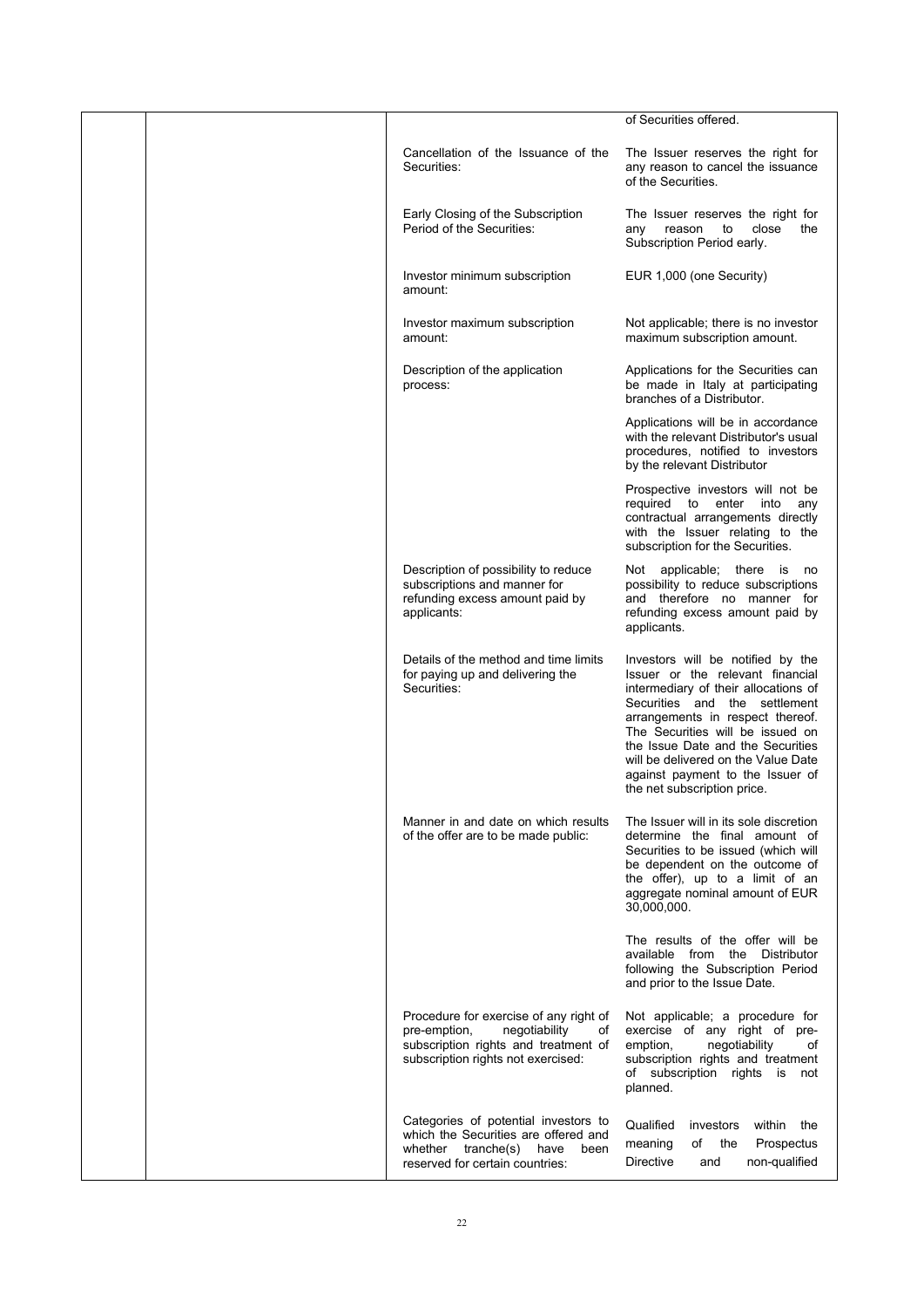| | | | |
|---|---|---|---|
| | | | of Securities offered. |
| | | Cancellation of the Issuance of the Securities: | The Issuer reserves the right for any reason to cancel the issuance of the Securities. |
| | | Early Closing of the Subscription Period of the Securities: | The Issuer reserves the right for any reason to close the Subscription Period early. |
| | | Investor minimum subscription amount: | EUR 1,000 (one Security) |
| | | Investor maximum subscription amount: | Not applicable; there is no investor maximum subscription amount. |
| | | Description of the application process: | Applications for the Securities can be made in Italy at participating branches of a Distributor.<br><br>Applications will be in accordance with the relevant Distributor's usual procedures, notified to investors by the relevant Distributor<br><br>Prospective investors will not be required to enter into any contractual arrangements directly with the Issuer relating to the subscription for the Securities. |
| | | Description of possibility to reduce subscriptions and manner for refunding excess amount paid by applicants: | Not applicable; there is no possibility to reduce subscriptions and therefore no manner for refunding excess amount paid by applicants. |
| | | Details of the method and time limits for paying up and delivering the Securities: | Investors will be notified by the Issuer or the relevant financial intermediary of their allocations of Securities and the settlement arrangements in respect thereof. The Securities will be issued on the Issue Date and the Securities will be delivered on the Value Date against payment to the Issuer of the net subscription price. |
| | | Manner in and date on which results of the offer are to be made public: | The Issuer will in its sole discretion determine the final amount of Securities to be issued (which will be dependent on the outcome of the offer), up to a limit of an aggregate nominal amount of EUR 30,000,000.<br><br>The results of the offer will be available from the Distributor following the Subscription Period and prior to the Issue Date. |
| | | Procedure for exercise of any right of pre-emption, negotiability of subscription rights and treatment of subscription rights not exercised: | Not applicable; a procedure for exercise of any right of pre-emption, negotiability of subscription rights and treatment of subscription rights is not planned. |
| | | Categories of potential investors to which the Securities are offered and whether tranche(s) have been reserved for certain countries: | Qualified investors within the meaning of the Prospectus Directive and non-qualified |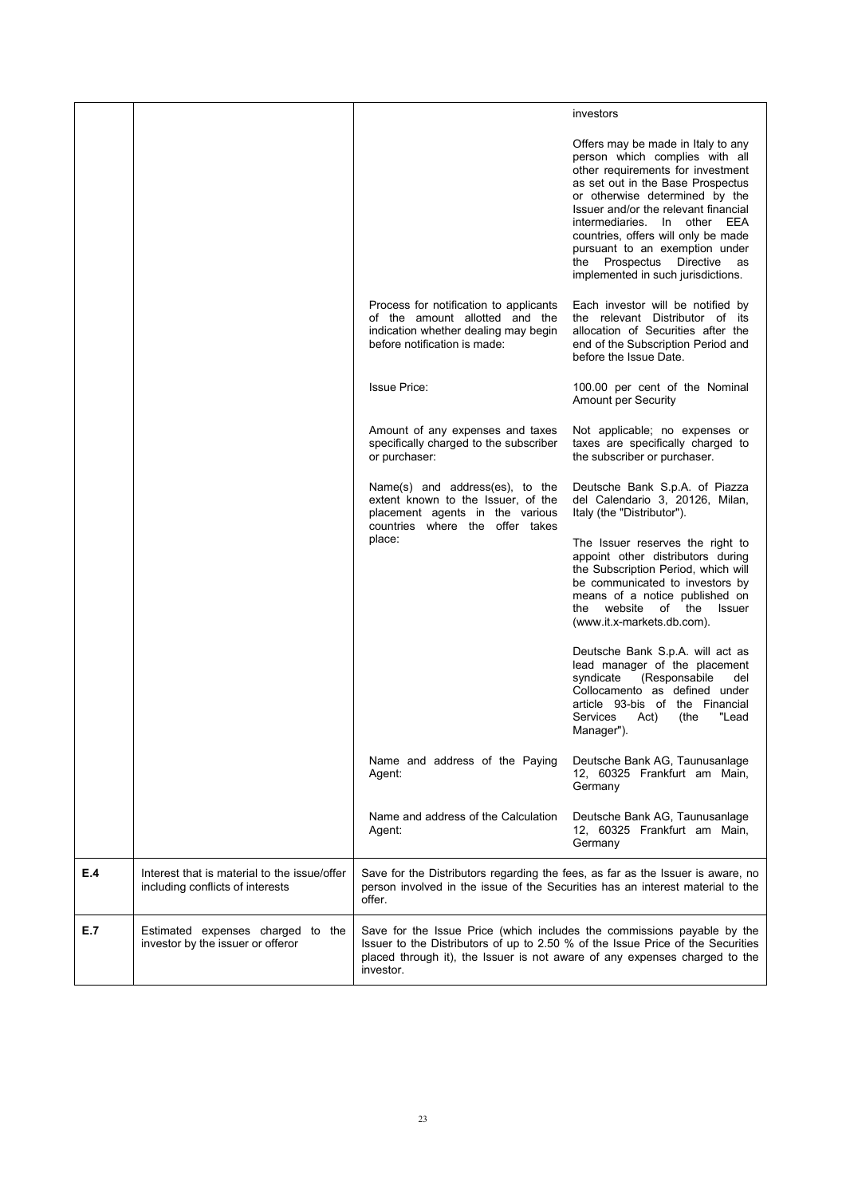| | | | |
|---|---|---|---|
| | | | investors<br><br>Offers may be made in Italy to any person which complies with all other requirements for investment as set out in the Base Prospectus or otherwise determined by the Issuer and/or the relevant financial intermediaries. In other EEA countries, offers will only be made pursuant to an exemption under the Prospectus Directive as implemented in such jurisdictions. |
| | | Process for notification to applicants of the amount allotted and the indication whether dealing may begin before notification is made: | Each investor will be notified by the relevant Distributor of its allocation of Securities after the end of the Subscription Period and before the Issue Date. |
| | | Issue Price: | 100.00 per cent of the Nominal Amount per Security |
| | | Amount of any expenses and taxes specifically charged to the subscriber or purchaser: | Not applicable; no expenses or taxes are specifically charged to the subscriber or purchaser. |
| | | Name(s) and address(es), to the extent known to the Issuer, of the placement agents in the various countries where the offer takes place: | Deutsche Bank S.p.A. of Piazza del Calendario 3, 20126, Milan, Italy (the "Distributor").<br><br>The Issuer reserves the right to appoint other distributors during the Subscription Period, which will be communicated to investors by means of a notice published on the website of the Issuer (www.it.x-markets.db.com).<br><br>Deutsche Bank S.p.A. will act as lead manager of the placement syndicate (Responsabile del Collocamento as defined under article 93-bis of the Financial Services Act) (the "Lead Manager"). |
| | | Name and address of the Paying Agent: | Deutsche Bank AG, Taunusanlage 12, 60325 Frankfurt am Main, Germany |
| | | Name and address of the Calculation Agent: | Deutsche Bank AG, Taunusanlage 12, 60325 Frankfurt am Main, Germany |
| **E.4** | Interest that is material to the issue/offer including conflicts of interests | Save for the Distributors regarding the fees, as far as the Issuer is aware, no person involved in the issue of the Securities has an interest material to the offer. | |
| **E.7** | Estimated expenses charged to the investor by the issuer or offeror | Save for the Issue Price (which includes the commissions payable by the Issuer to the Distributors of up to 2.50 % of the Issue Price of the Securities placed through it), the Issuer is not aware of any expenses charged to the investor. | |